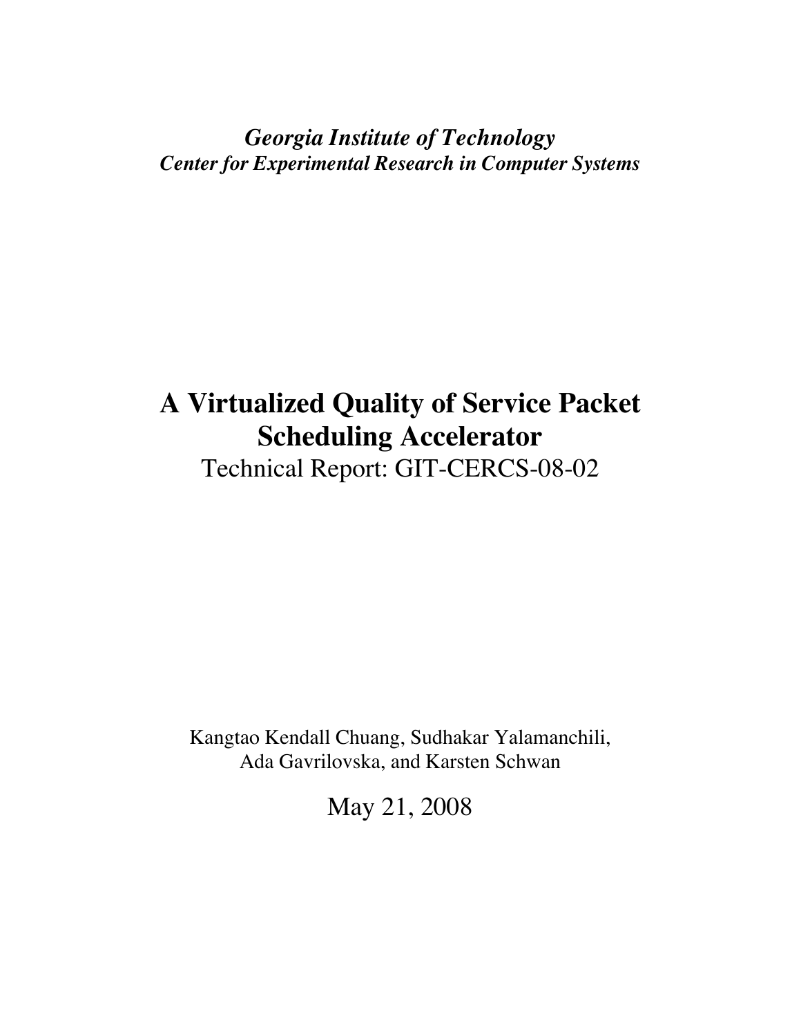***Georgia Institute of Technology***
***Center for Experimental Research in Computer Systems***

# A Virtualized Quality of Service Packet Scheduling Accelerator

Technical Report: GIT-CERCS-08-02

Kangtao Kendall Chuang, Sudhakar Yalamanchili,
Ada Gavrilovska, and Karsten Schwan

May 21, 2008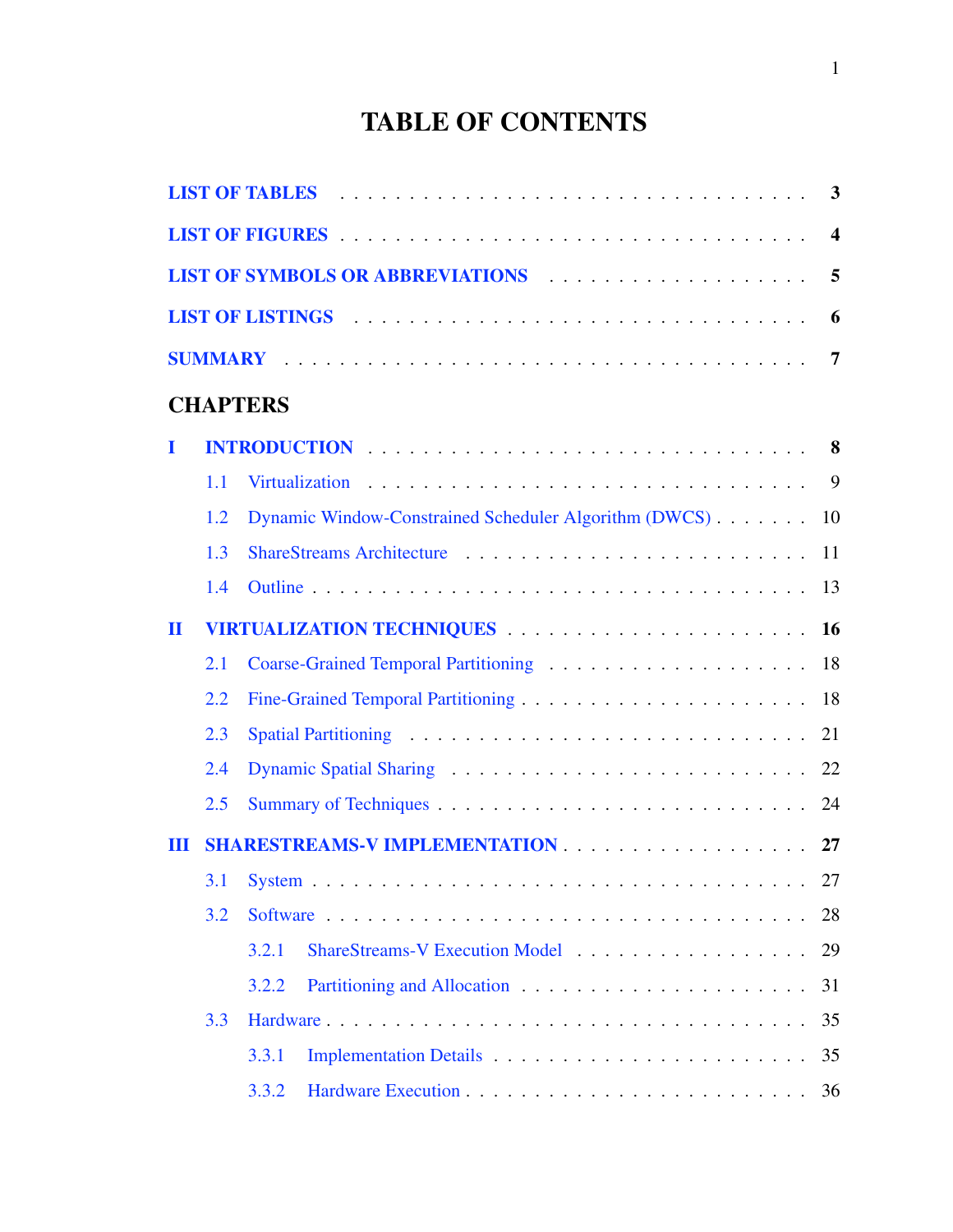# TABLE OF CONTENTS

**LIST OF TABLES** . . . . . . . . . . . . . . . . . . . . . . . . . . . . . . **3**

**LIST OF FIGURES** . . . . . . . . . . . . . . . . . . . . . . . . . . . . . **4**

**LIST OF SYMBOLS OR ABBREVIATIONS** . . . . . . . . . . . . . . . . . **5**

**LIST OF LISTINGS** . . . . . . . . . . . . . . . . . . . . . . . . . . . . . **6**

**SUMMARY** . . . . . . . . . . . . . . . . . . . . . . . . . . . . . . . . . **7**

## CHAPTERS

**I INTRODUCTION** . . . . . . . . . . . . . . . . . . . . . . . . . . . . **8**

- 1.1 Virtualization . . . . . . . . . . . . . . . . . . . . . . . . . . . . . 9
- 1.2 Dynamic Window-Constrained Scheduler Algorithm (DWCS) . . . . . . . 10
- 1.3 ShareStreams Architecture . . . . . . . . . . . . . . . . . . . . . . . 11
- 1.4 Outline . . . . . . . . . . . . . . . . . . . . . . . . . . . . . . . . 13

**II VIRTUALIZATION TECHNIQUES** . . . . . . . . . . . . . . . . . . . . **16**

- 2.1 Coarse-Grained Temporal Partitioning . . . . . . . . . . . . . . . . . 18
- 2.2 Fine-Grained Temporal Partitioning . . . . . . . . . . . . . . . . . . 18
- 2.3 Spatial Partitioning . . . . . . . . . . . . . . . . . . . . . . . . . . 21
- 2.4 Dynamic Spatial Sharing . . . . . . . . . . . . . . . . . . . . . . . . 22
- 2.5 Summary of Techniques . . . . . . . . . . . . . . . . . . . . . . . . . 24

**III SHARESTREAMS-V IMPLEMENTATION** . . . . . . . . . . . . . . . . . **27**

- 3.1 System . . . . . . . . . . . . . . . . . . . . . . . . . . . . . . . . . 27
- 3.2 Software . . . . . . . . . . . . . . . . . . . . . . . . . . . . . . . . 28
  - 3.2.1 ShareStreams-V Execution Model . . . . . . . . . . . . . . . . . 29
  - 3.2.2 Partitioning and Allocation . . . . . . . . . . . . . . . . . . . 31
- 3.3 Hardware . . . . . . . . . . . . . . . . . . . . . . . . . . . . . . . . 35
  - 3.3.1 Implementation Details . . . . . . . . . . . . . . . . . . . . . 35
  - 3.3.2 Hardware Execution . . . . . . . . . . . . . . . . . . . . . . . 36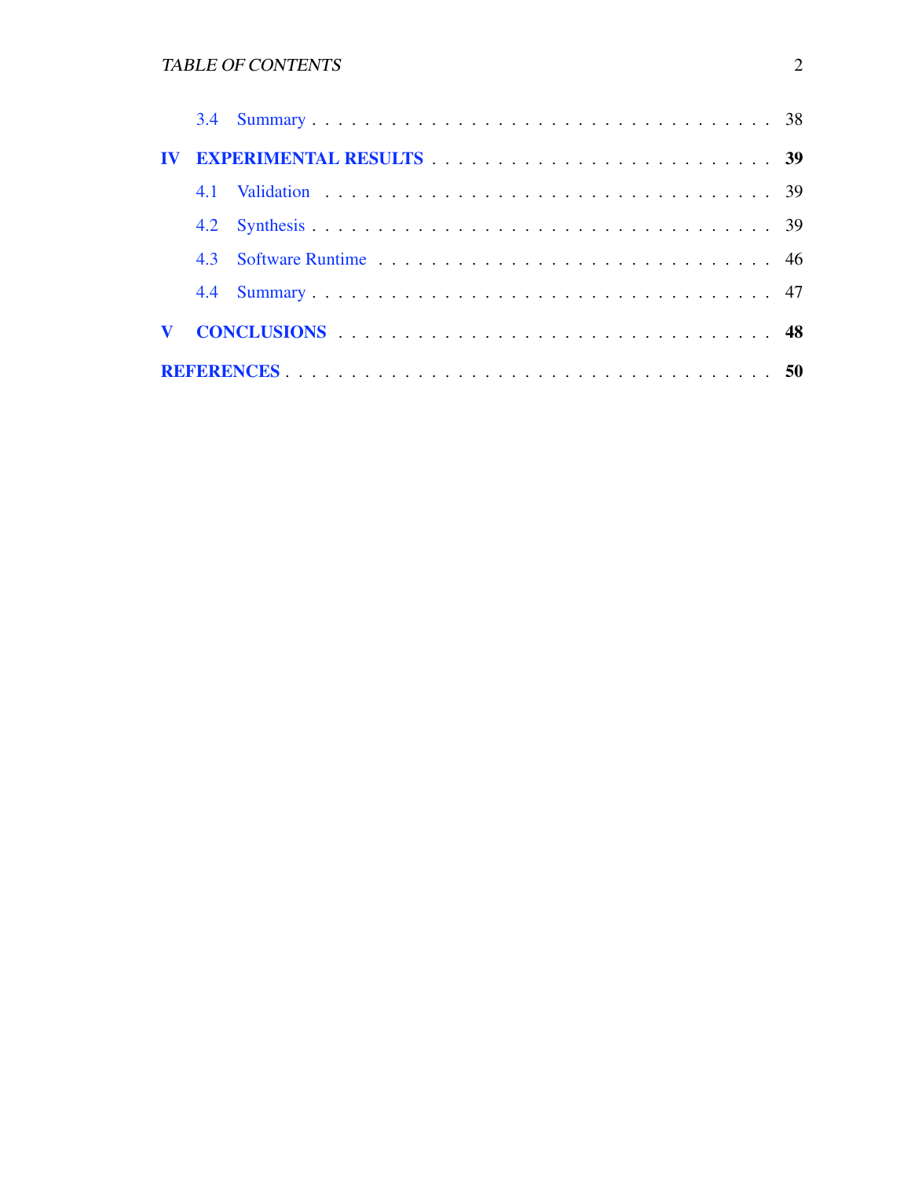3.4 Summary . . . . . . . . . . . . . . . . . . . . . . . . . . . . . . . . 38

**IV EXPERIMENTAL RESULTS** . . . . . . . . . . . . . . . . . . . . . . **39**

4.1 Validation . . . . . . . . . . . . . . . . . . . . . . . . . . . . . . . 39

4.2 Synthesis . . . . . . . . . . . . . . . . . . . . . . . . . . . . . . . . 39

4.3 Software Runtime . . . . . . . . . . . . . . . . . . . . . . . . . . . 46

4.4 Summary . . . . . . . . . . . . . . . . . . . . . . . . . . . . . . . . 47

**V CONCLUSIONS** . . . . . . . . . . . . . . . . . . . . . . . . . . . . **48**

**REFERENCES** . . . . . . . . . . . . . . . . . . . . . . . . . . . . . . **50**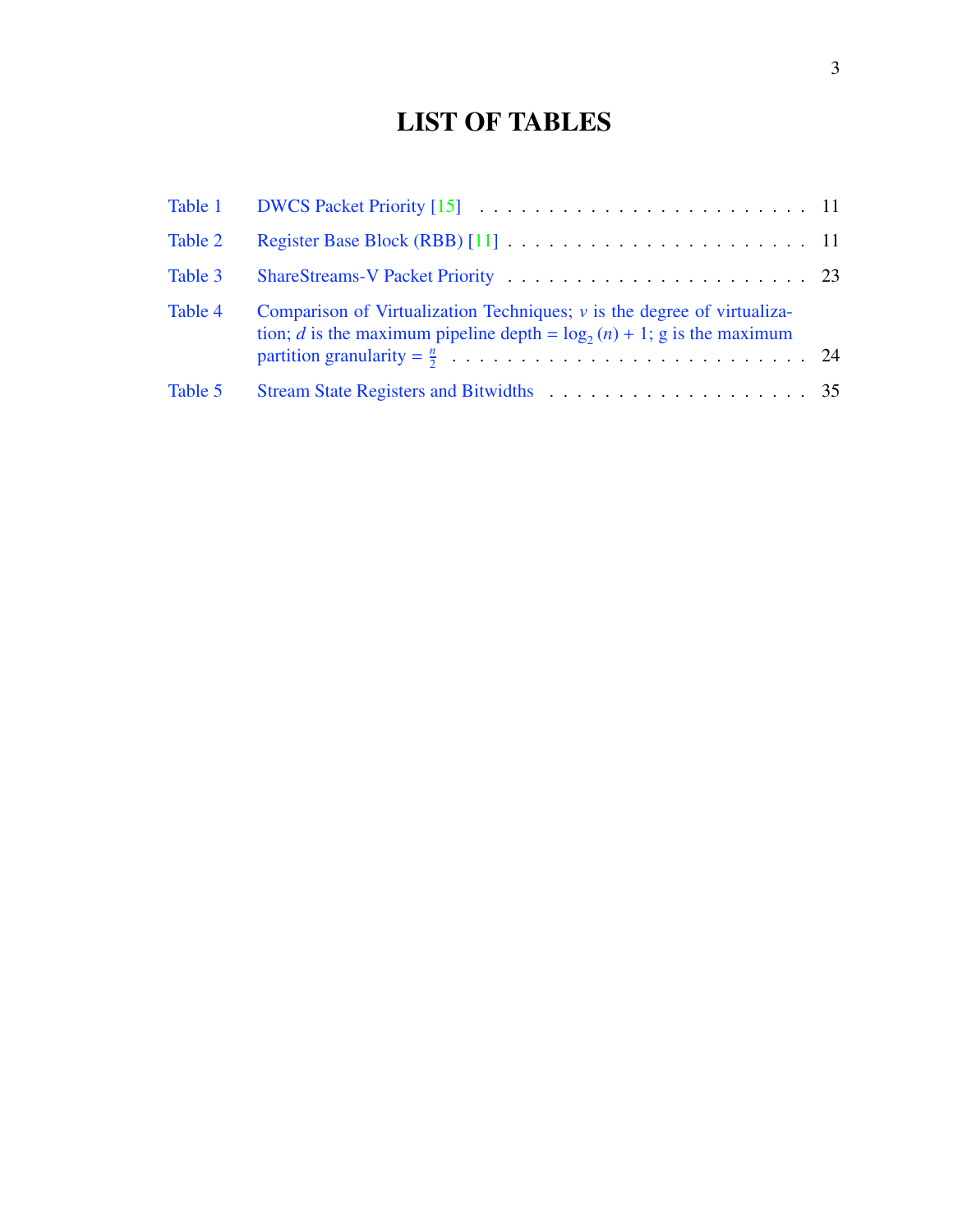# LIST OF TABLES

| | | |
|---|---|---|
| Table 1 | DWCS Packet Priority [15] | 11 |
| Table 2 | Register Base Block (RBB) [11] | 11 |
| Table 3 | ShareStreams-V Packet Priority | 23 |
| Table 4 | Comparison of Virtualization Techniques; $v$ is the degree of virtualization; $d$ is the maximum pipeline depth = $\log_2(n) + 1$; g is the maximum partition granularity = $\frac{n}{2}$ | 24 |
| Table 5 | Stream State Registers and Bitwidths | 35 |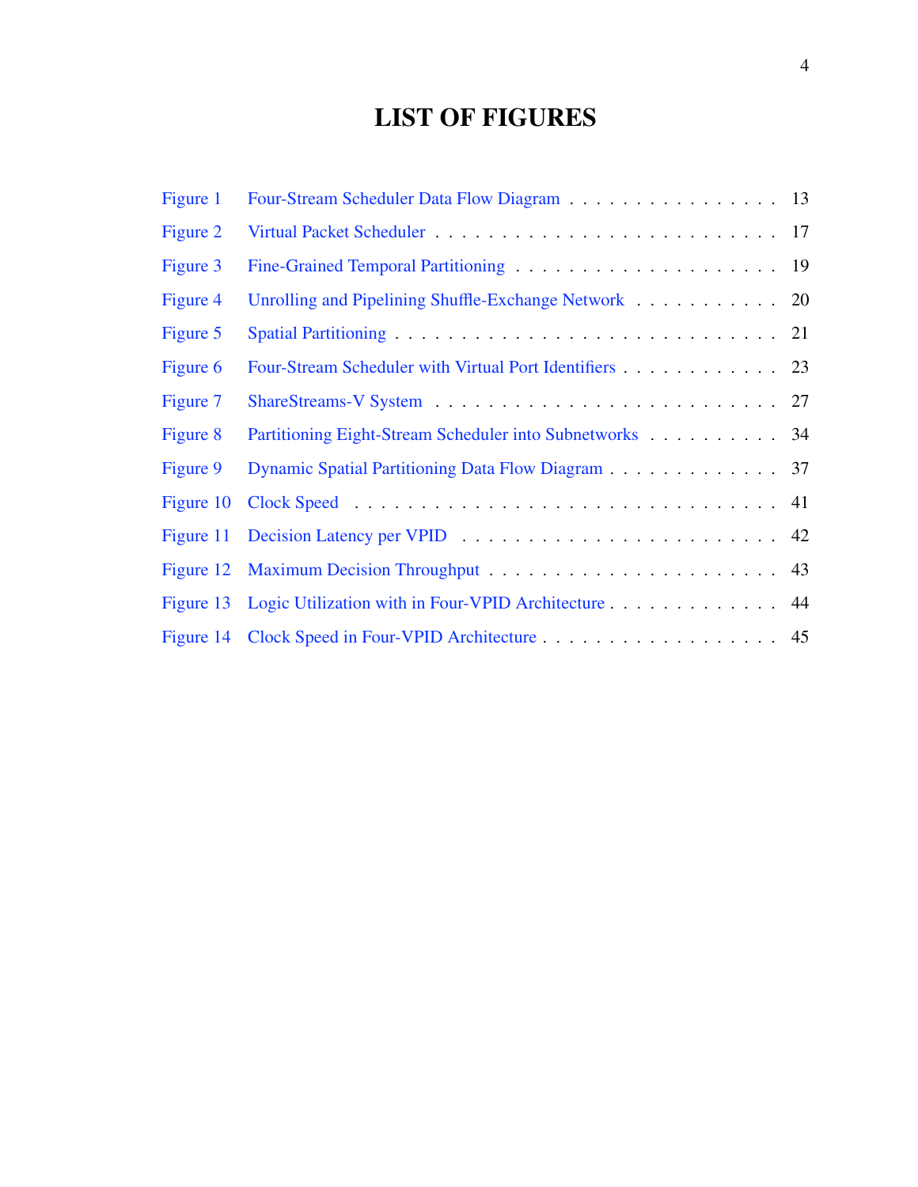# LIST OF FIGURES

Figure 1 Four-Stream Scheduler Data Flow Diagram . . . . . . . . . . . . . . . . . . 13

Figure 2 Virtual Packet Scheduler . . . . . . . . . . . . . . . . . . . . . . . . . . 17

Figure 3 Fine-Grained Temporal Partitioning . . . . . . . . . . . . . . . . . . . . 19

Figure 4 Unrolling and Pipelining Shuffle-Exchange Network . . . . . . . . . . . 20

Figure 5 Spatial Partitioning . . . . . . . . . . . . . . . . . . . . . . . . . . . . 21

Figure 6 Four-Stream Scheduler with Virtual Port Identifiers . . . . . . . . . . . . 23

Figure 7 ShareStreams-V System . . . . . . . . . . . . . . . . . . . . . . . . . . 27

Figure 8 Partitioning Eight-Stream Scheduler into Subnetworks . . . . . . . . . . 34

Figure 9 Dynamic Spatial Partitioning Data Flow Diagram . . . . . . . . . . . . . 37

Figure 10 Clock Speed . . . . . . . . . . . . . . . . . . . . . . . . . . . . . . . . 41

Figure 11 Decision Latency per VPID . . . . . . . . . . . . . . . . . . . . . . . . 42

Figure 12 Maximum Decision Throughput . . . . . . . . . . . . . . . . . . . . . . 43

Figure 13 Logic Utilization with in Four-VPID Architecture . . . . . . . . . . . . . 44

Figure 14 Clock Speed in Four-VPID Architecture . . . . . . . . . . . . . . . . . . 45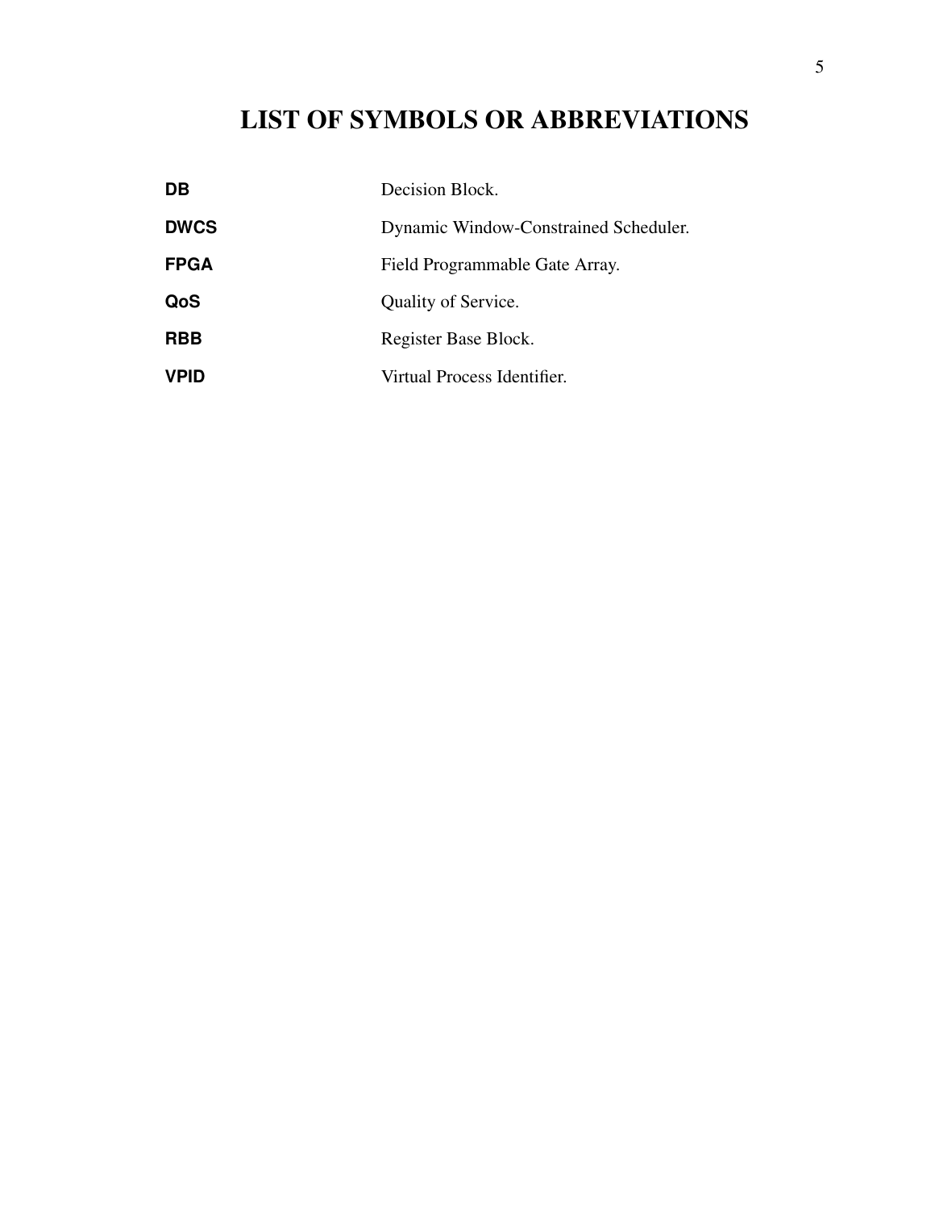# LIST OF SYMBOLS OR ABBREVIATIONS

| | |
|---|---|
| **DB** | Decision Block. |
| **DWCS** | Dynamic Window-Constrained Scheduler. |
| **FPGA** | Field Programmable Gate Array. |
| **QoS** | Quality of Service. |
| **RBB** | Register Base Block. |
| **VPID** | Virtual Process Identifier. |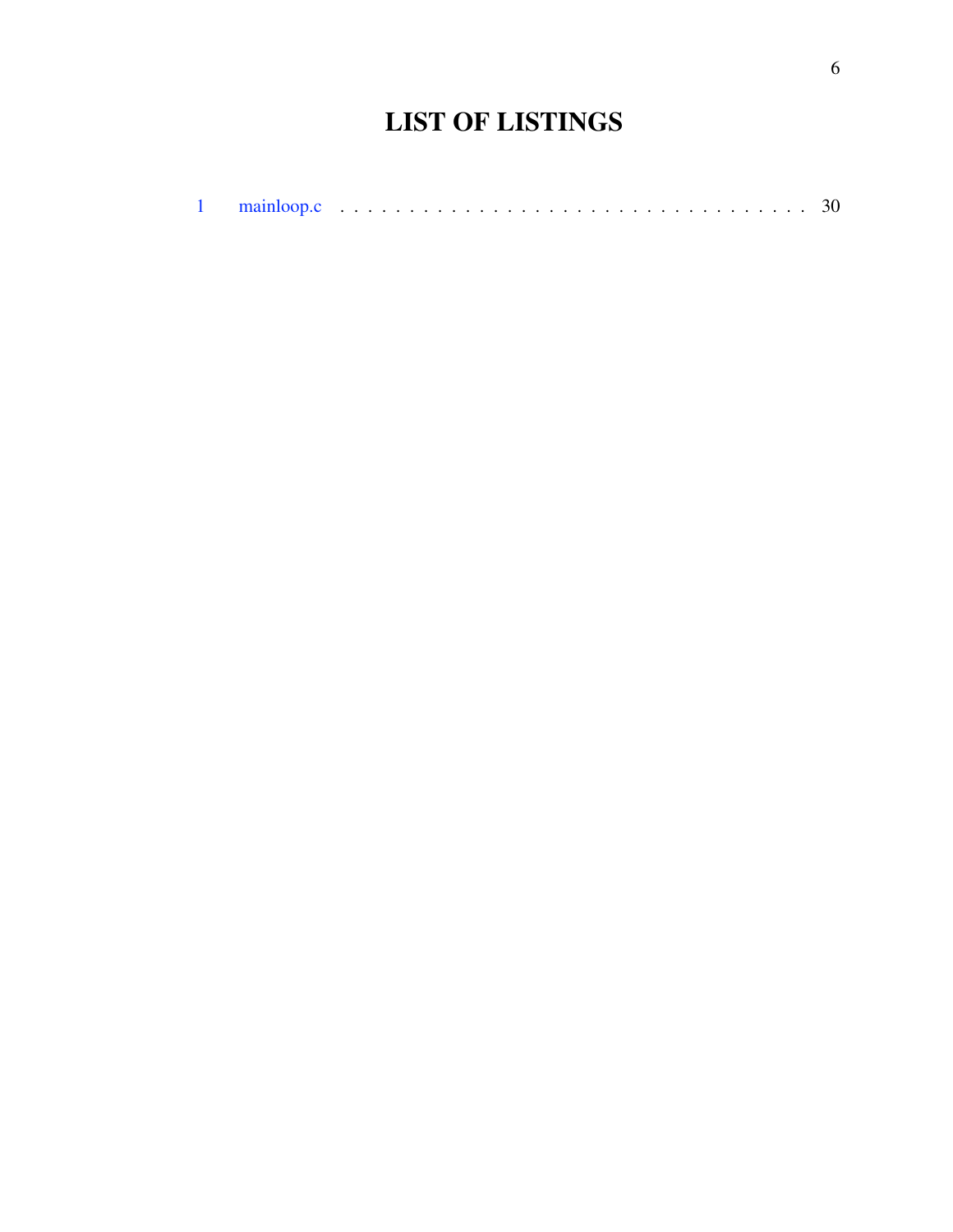# LIST OF LISTINGS

1 mainloop.c . . . . . . . . . . . . . . . . . . . . . . . . . . . . . . . . . . . 30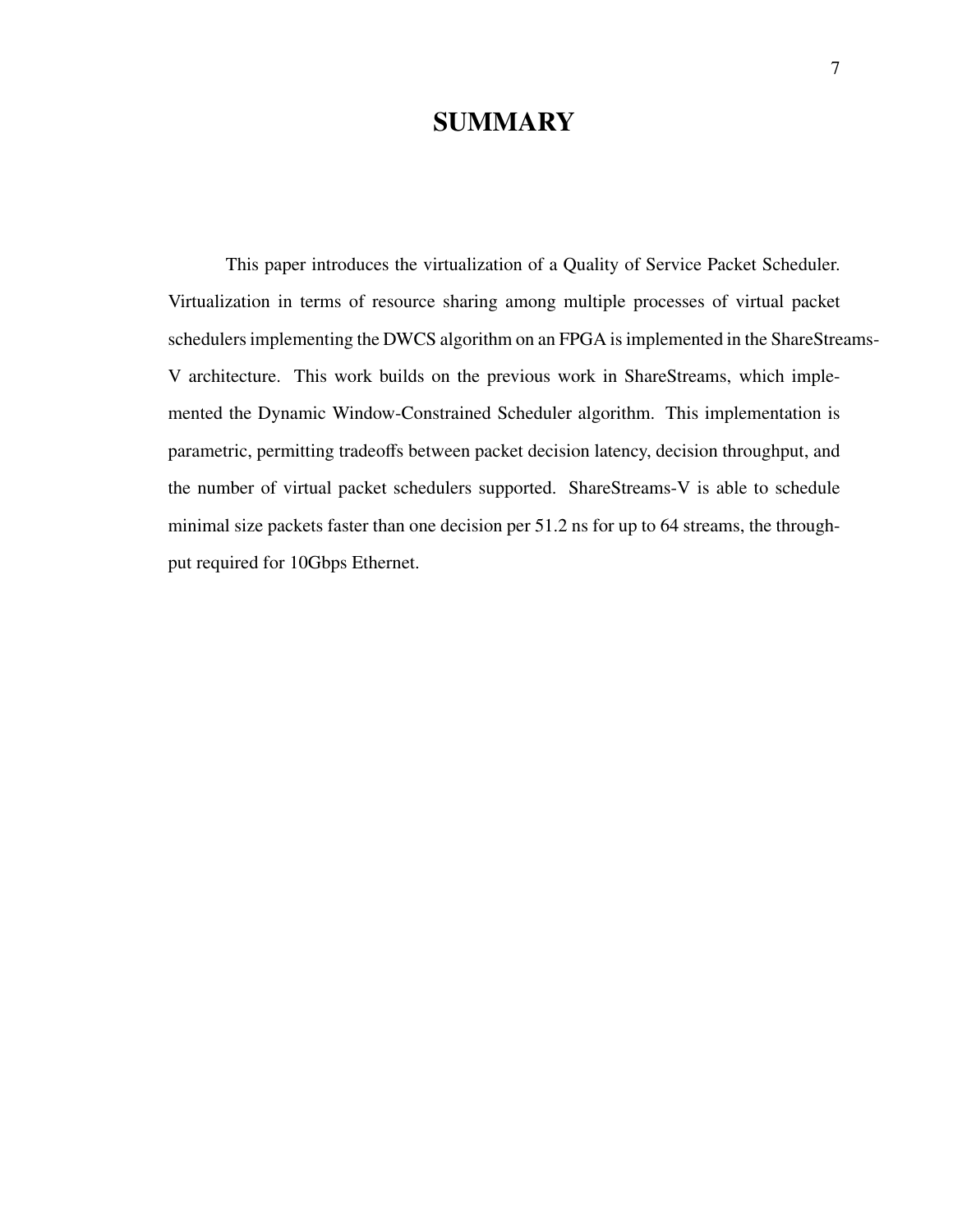# SUMMARY

This paper introduces the virtualization of a Quality of Service Packet Scheduler. Virtualization in terms of resource sharing among multiple processes of virtual packet schedulers implementing the DWCS algorithm on an FPGA is implemented in the ShareStreams-V architecture. This work builds on the previous work in ShareStreams, which implemented the Dynamic Window-Constrained Scheduler algorithm. This implementation is parametric, permitting tradeoffs between packet decision latency, decision throughput, and the number of virtual packet schedulers supported. ShareStreams-V is able to schedule minimal size packets faster than one decision per 51.2 ns for up to 64 streams, the throughput required for 10Gbps Ethernet.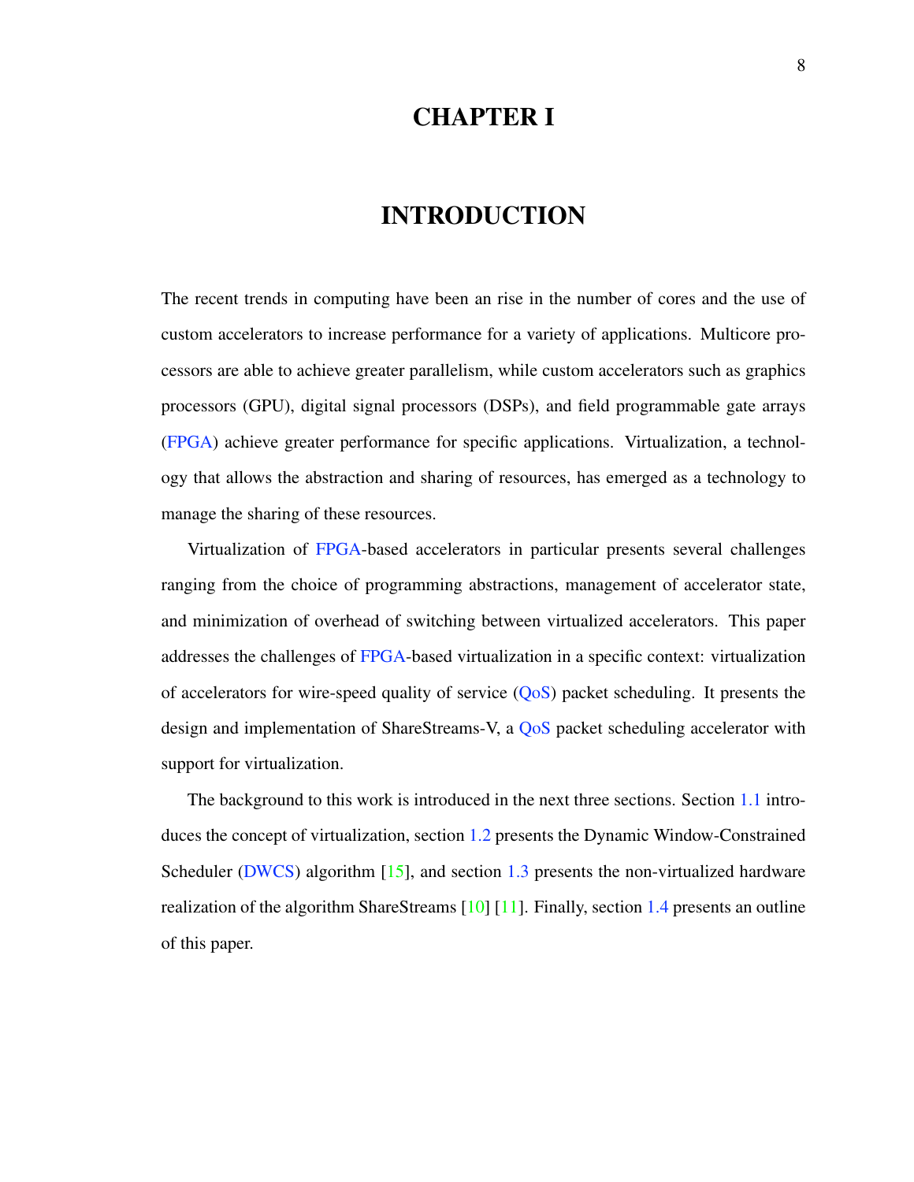# CHAPTER I

# INTRODUCTION

The recent trends in computing have been an rise in the number of cores and the use of custom accelerators to increase performance for a variety of applications. Multicore processors are able to achieve greater parallelism, while custom accelerators such as graphics processors (GPU), digital signal processors (DSPs), and field programmable gate arrays (FPGA) achieve greater performance for specific applications. Virtualization, a technology that allows the abstraction and sharing of resources, has emerged as a technology to manage the sharing of these resources.

Virtualization of FPGA-based accelerators in particular presents several challenges ranging from the choice of programming abstractions, management of accelerator state, and minimization of overhead of switching between virtualized accelerators. This paper addresses the challenges of FPGA-based virtualization in a specific context: virtualization of accelerators for wire-speed quality of service (QoS) packet scheduling. It presents the design and implementation of ShareStreams-V, a QoS packet scheduling accelerator with support for virtualization.

The background to this work is introduced in the next three sections. Section 1.1 introduces the concept of virtualization, section 1.2 presents the Dynamic Window-Constrained Scheduler (DWCS) algorithm [15], and section 1.3 presents the non-virtualized hardware realization of the algorithm ShareStreams [10] [11]. Finally, section 1.4 presents an outline of this paper.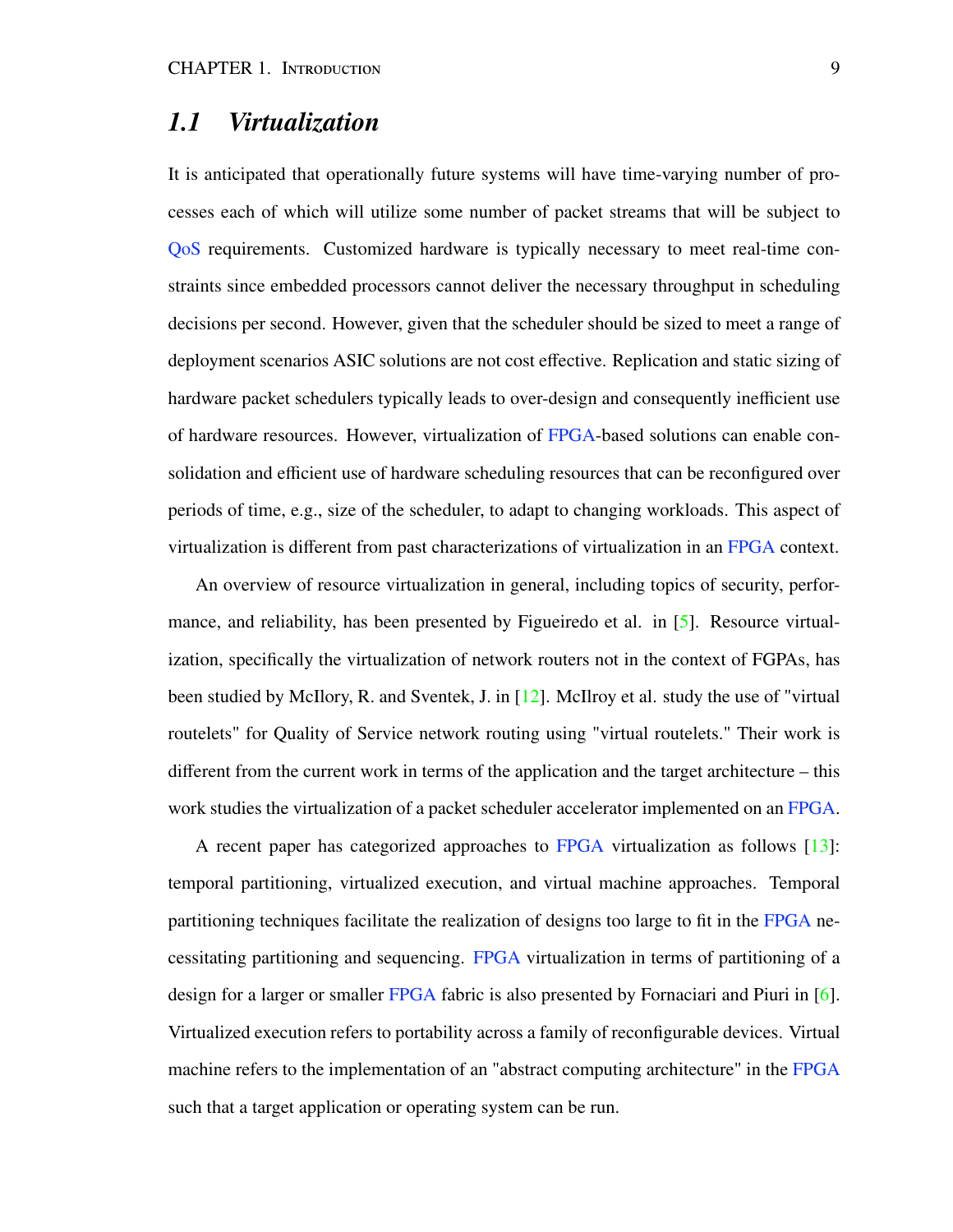## 1.1 Virtualization

It is anticipated that operationally future systems will have time-varying number of processes each of which will utilize some number of packet streams that will be subject to QoS requirements. Customized hardware is typically necessary to meet real-time constraints since embedded processors cannot deliver the necessary throughput in scheduling decisions per second. However, given that the scheduler should be sized to meet a range of deployment scenarios ASIC solutions are not cost effective. Replication and static sizing of hardware packet schedulers typically leads to over-design and consequently inefficient use of hardware resources. However, virtualization of FPGA-based solutions can enable consolidation and efficient use of hardware scheduling resources that can be reconfigured over periods of time, e.g., size of the scheduler, to adapt to changing workloads. This aspect of virtualization is different from past characterizations of virtualization in an FPGA context.

An overview of resource virtualization in general, including topics of security, performance, and reliability, has been presented by Figueiredo et al. in [5]. Resource virtualization, specifically the virtualization of network routers not in the context of FGPAs, has been studied by McIlory, R. and Sventek, J. in [12]. McIlroy et al. study the use of "virtual routelets" for Quality of Service network routing using "virtual routelets." Their work is different from the current work in terms of the application and the target architecture – this work studies the virtualization of a packet scheduler accelerator implemented on an FPGA.

A recent paper has categorized approaches to FPGA virtualization as follows [13]: temporal partitioning, virtualized execution, and virtual machine approaches. Temporal partitioning techniques facilitate the realization of designs too large to fit in the FPGA necessitating partitioning and sequencing. FPGA virtualization in terms of partitioning of a design for a larger or smaller FPGA fabric is also presented by Fornaciari and Piuri in [6]. Virtualized execution refers to portability across a family of reconfigurable devices. Virtual machine refers to the implementation of an "abstract computing architecture" in the FPGA such that a target application or operating system can be run.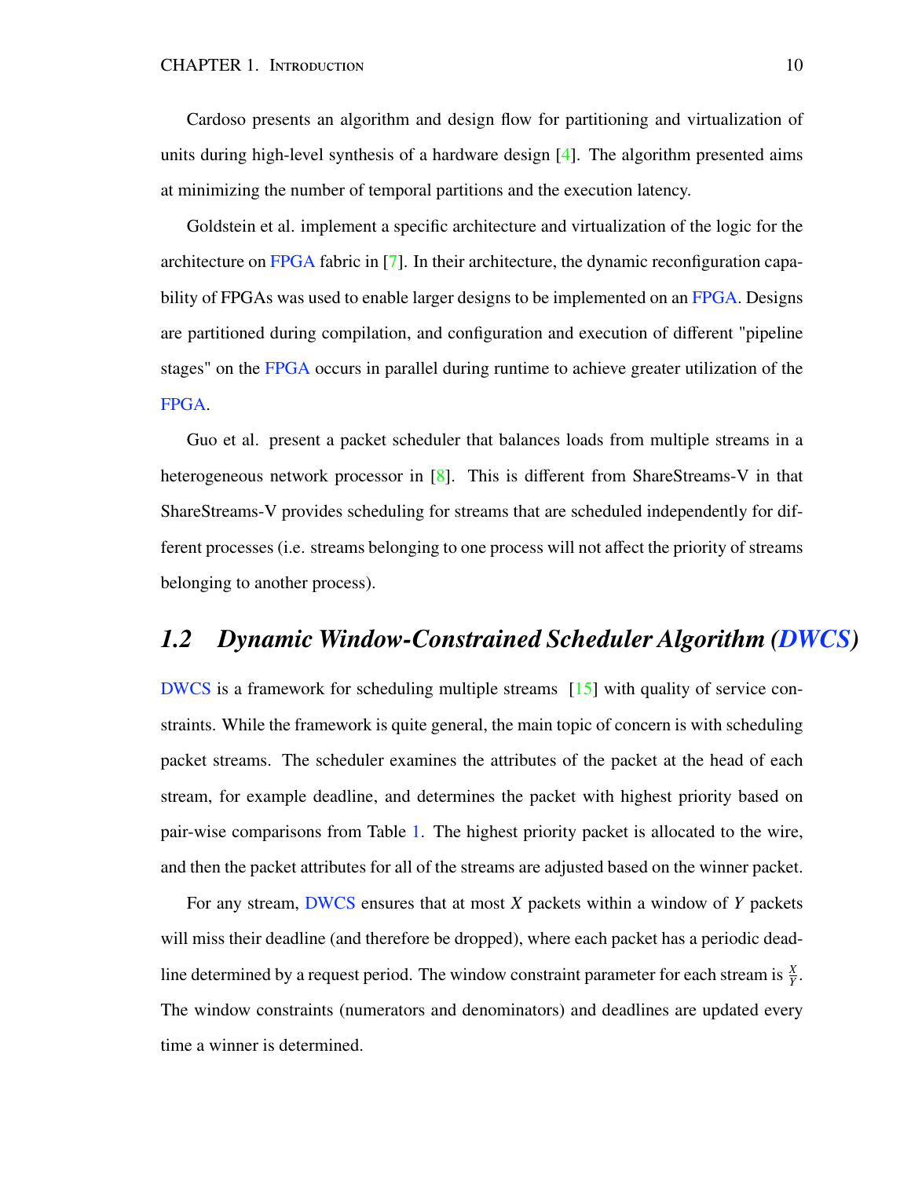Cardoso presents an algorithm and design flow for partitioning and virtualization of units during high-level synthesis of a hardware design [4]. The algorithm presented aims at minimizing the number of temporal partitions and the execution latency.

Goldstein et al. implement a specific architecture and virtualization of the logic for the architecture on FPGA fabric in [7]. In their architecture, the dynamic reconfiguration capability of FPGAs was used to enable larger designs to be implemented on an FPGA. Designs are partitioned during compilation, and configuration and execution of different "pipeline stages" on the FPGA occurs in parallel during runtime to achieve greater utilization of the FPGA.

Guo et al. present a packet scheduler that balances loads from multiple streams in a heterogeneous network processor in [8]. This is different from ShareStreams-V in that ShareStreams-V provides scheduling for streams that are scheduled independently for different processes (i.e. streams belonging to one process will not affect the priority of streams belonging to another process).

## 1.2 Dynamic Window-Constrained Scheduler Algorithm (DWCS)

DWCS is a framework for scheduling multiple streams [15] with quality of service constraints. While the framework is quite general, the main topic of concern is with scheduling packet streams. The scheduler examines the attributes of the packet at the head of each stream, for example deadline, and determines the packet with highest priority based on pair-wise comparisons from Table 1. The highest priority packet is allocated to the wire, and then the packet attributes for all of the streams are adjusted based on the winner packet.

For any stream, DWCS ensures that at most $X$ packets within a window of $Y$ packets will miss their deadline (and therefore be dropped), where each packet has a periodic deadline determined by a request period. The window constraint parameter for each stream is $\frac{X}{Y}$. The window constraints (numerators and denominators) and deadlines are updated every time a winner is determined.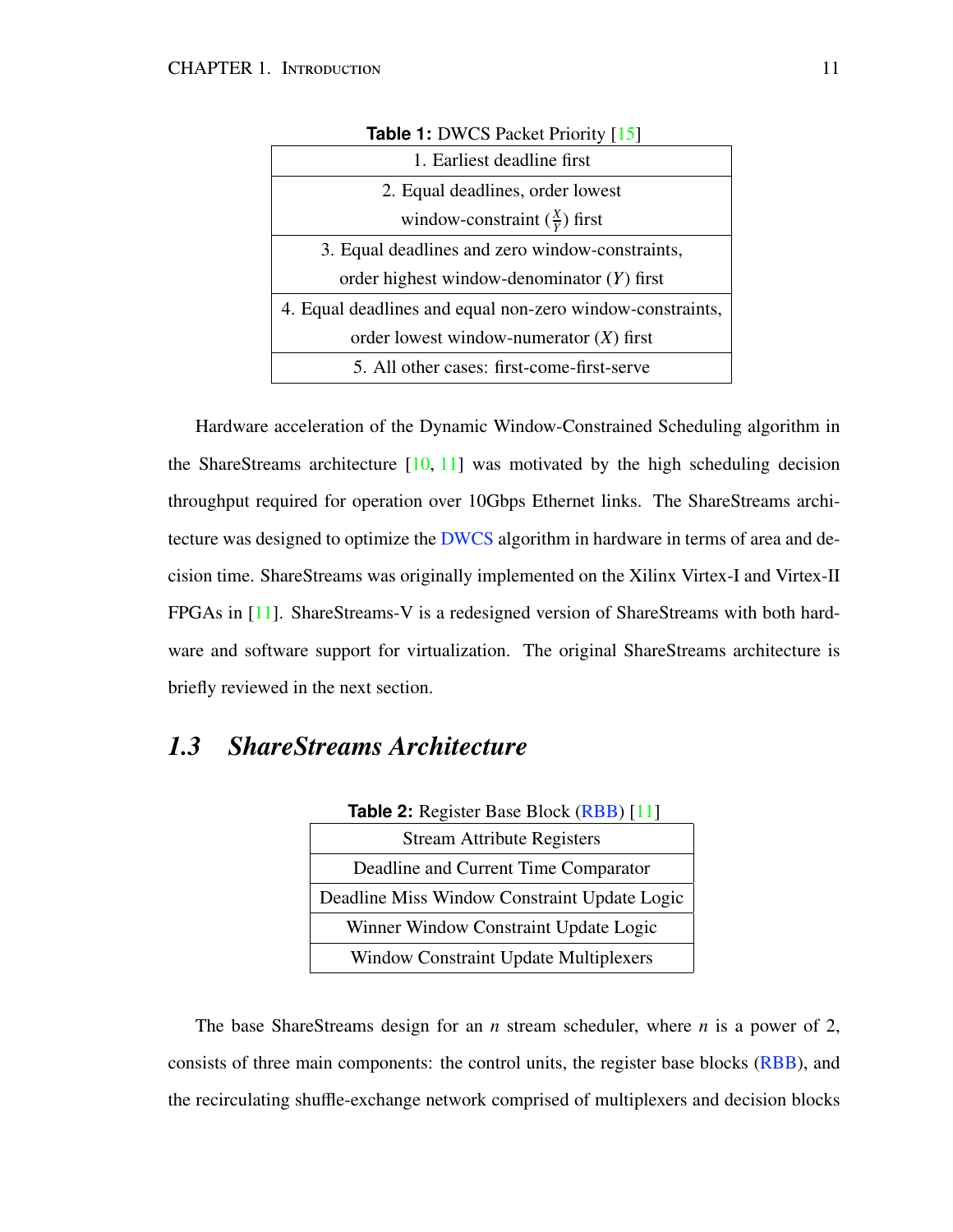**Table 1:** DWCS Packet Priority [15]

| |
|---|
| 1. Earliest deadline first |
| 2. Equal deadlines, order lowest window-constraint ($\frac{X}{Y}$) first |
| 3. Equal deadlines and zero window-constraints, order highest window-denominator ($Y$) first |
| 4. Equal deadlines and equal non-zero window-constraints, order lowest window-numerator ($X$) first |
| 5. All other cases: first-come-first-serve |

Hardware acceleration of the Dynamic Window-Constrained Scheduling algorithm in the ShareStreams architecture [10, 11] was motivated by the high scheduling decision throughput required for operation over 10Gbps Ethernet links. The ShareStreams architecture was designed to optimize the DWCS algorithm in hardware in terms of area and decision time. ShareStreams was originally implemented on the Xilinx Virtex-I and Virtex-II FPGAs in [11]. ShareStreams-V is a redesigned version of ShareStreams with both hardware and software support for virtualization. The original ShareStreams architecture is briefly reviewed in the next section.

## *1.3 ShareStreams Architecture*

**Table 2:** Register Base Block (RBB) [11]

| |
|---|
| Stream Attribute Registers |
| Deadline and Current Time Comparator |
| Deadline Miss Window Constraint Update Logic |
| Winner Window Constraint Update Logic |
| Window Constraint Update Multiplexers |

The base ShareStreams design for an $n$ stream scheduler, where $n$ is a power of 2, consists of three main components: the control units, the register base blocks (RBB), and the recirculating shuffle-exchange network comprised of multiplexers and decision blocks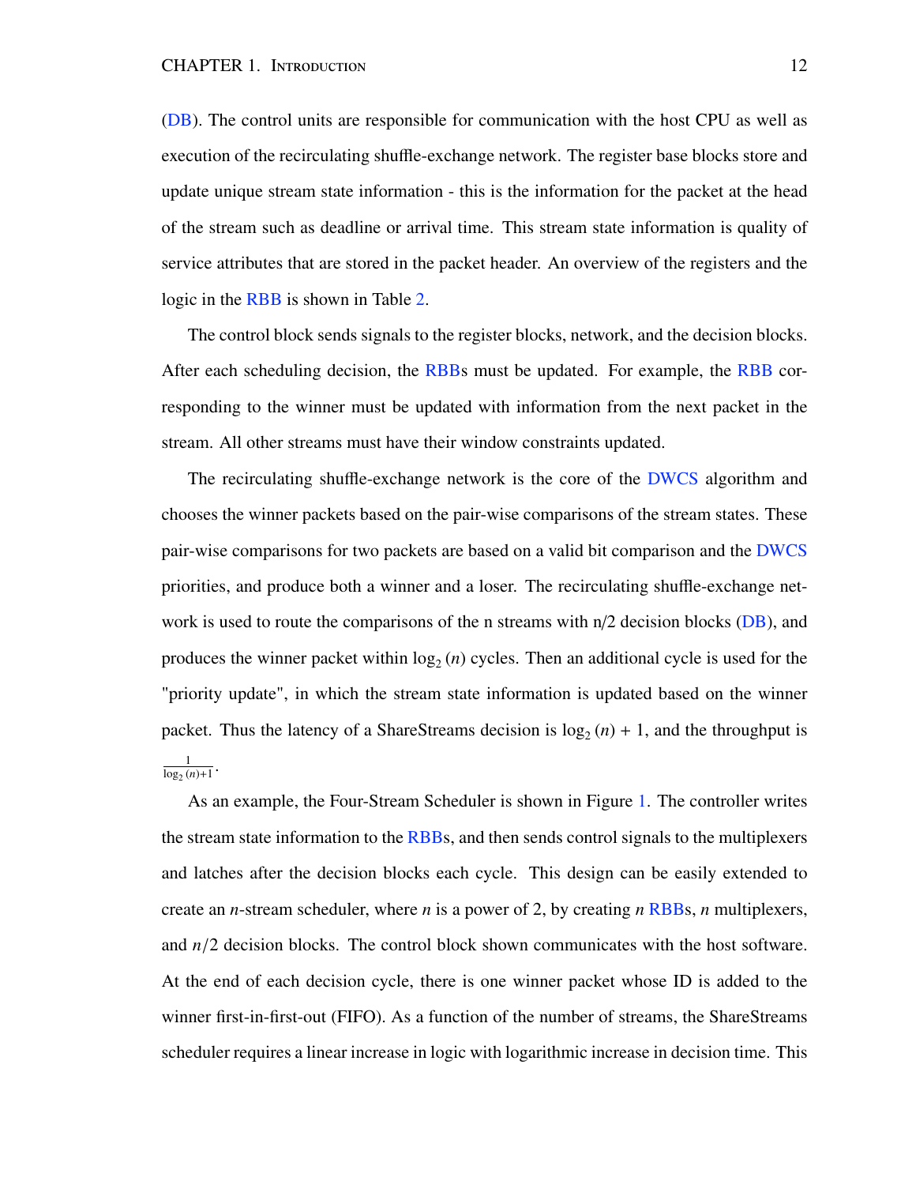(DB). The control units are responsible for communication with the host CPU as well as execution of the recirculating shuffle-exchange network. The register base blocks store and update unique stream state information - this is the information for the packet at the head of the stream such as deadline or arrival time. This stream state information is quality of service attributes that are stored in the packet header. An overview of the registers and the logic in the RBB is shown in Table 2.

The control block sends signals to the register blocks, network, and the decision blocks. After each scheduling decision, the RBBs must be updated. For example, the RBB corresponding to the winner must be updated with information from the next packet in the stream. All other streams must have their window constraints updated.

The recirculating shuffle-exchange network is the core of the DWCS algorithm and chooses the winner packets based on the pair-wise comparisons of the stream states. These pair-wise comparisons for two packets are based on a valid bit comparison and the DWCS priorities, and produce both a winner and a loser. The recirculating shuffle-exchange network is used to route the comparisons of the n streams with n/2 decision blocks (DB), and produces the winner packet within $\log_2(n)$ cycles. Then an additional cycle is used for the "priority update", in which the stream state information is updated based on the winner packet. Thus the latency of a ShareStreams decision is $\log_2(n) + 1$, and the throughput is $\frac{1}{\log_2(n)+1}$.

As an example, the Four-Stream Scheduler is shown in Figure 1. The controller writes the stream state information to the RBBs, and then sends control signals to the multiplexers and latches after the decision blocks each cycle. This design can be easily extended to create an $n$-stream scheduler, where $n$ is a power of 2, by creating $n$ RBBs, $n$ multiplexers, and $n/2$ decision blocks. The control block shown communicates with the host software. At the end of each decision cycle, there is one winner packet whose ID is added to the winner first-in-first-out (FIFO). As a function of the number of streams, the ShareStreams scheduler requires a linear increase in logic with logarithmic increase in decision time. This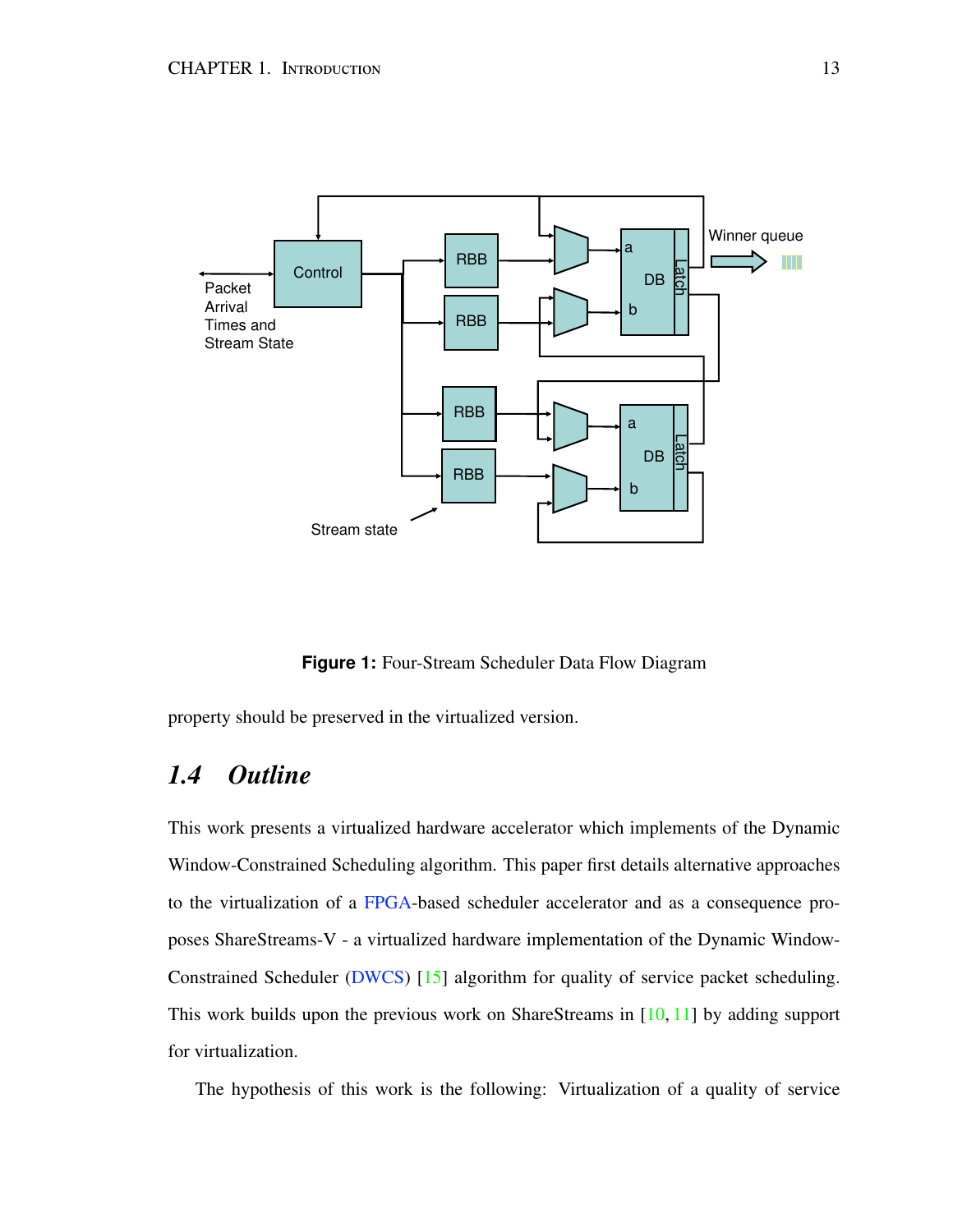Packet Arrival Times and Stream State

Control

RBB

RBB

RBB

RBB

Stream state

a

DB

b

Latch

a

DB

b

Latch

Winner queue

**Figure 1:** Four-Stream Scheduler Data Flow Diagram

property should be preserved in the virtualized version.

## *1.4 Outline*

This work presents a virtualized hardware accelerator which implements of the Dynamic Window-Constrained Scheduling algorithm. This paper first details alternative approaches to the virtualization of a FPGA-based scheduler accelerator and as a consequence proposes ShareStreams-V - a virtualized hardware implementation of the Dynamic Window-Constrained Scheduler (DWCS) [15] algorithm for quality of service packet scheduling. This work builds upon the previous work on ShareStreams in [10, 11] by adding support for virtualization.

The hypothesis of this work is the following: Virtualization of a quality of service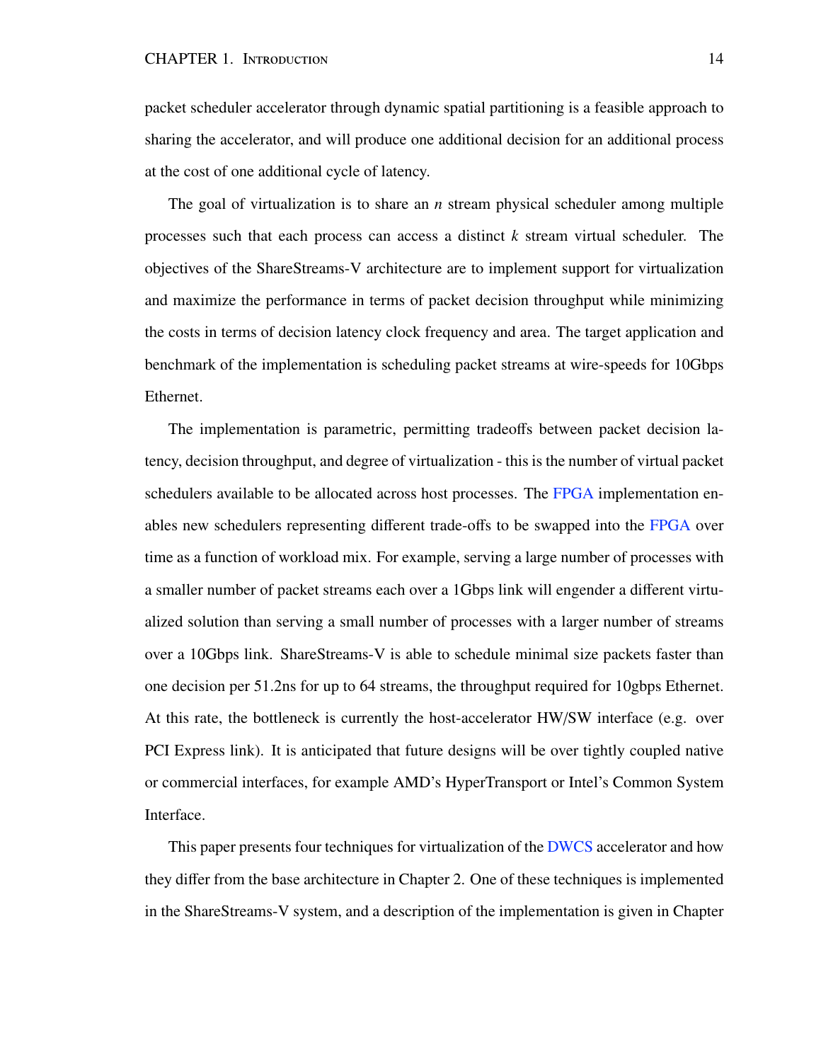packet scheduler accelerator through dynamic spatial partitioning is a feasible approach to sharing the accelerator, and will produce one additional decision for an additional process at the cost of one additional cycle of latency.

The goal of virtualization is to share an $n$ stream physical scheduler among multiple processes such that each process can access a distinct $k$ stream virtual scheduler. The objectives of the ShareStreams-V architecture are to implement support for virtualization and maximize the performance in terms of packet decision throughput while minimizing the costs in terms of decision latency clock frequency and area. The target application and benchmark of the implementation is scheduling packet streams at wire-speeds for 10Gbps Ethernet.

The implementation is parametric, permitting tradeoffs between packet decision latency, decision throughput, and degree of virtualization - this is the number of virtual packet schedulers available to be allocated across host processes. The FPGA implementation enables new schedulers representing different trade-offs to be swapped into the FPGA over time as a function of workload mix. For example, serving a large number of processes with a smaller number of packet streams each over a 1Gbps link will engender a different virtualized solution than serving a small number of processes with a larger number of streams over a 10Gbps link. ShareStreams-V is able to schedule minimal size packets faster than one decision per 51.2ns for up to 64 streams, the throughput required for 10gbps Ethernet. At this rate, the bottleneck is currently the host-accelerator HW/SW interface (e.g. over PCI Express link). It is anticipated that future designs will be over tightly coupled native or commercial interfaces, for example AMD's HyperTransport or Intel's Common System Interface.

This paper presents four techniques for virtualization of the DWCS accelerator and how they differ from the base architecture in Chapter 2. One of these techniques is implemented in the ShareStreams-V system, and a description of the implementation is given in Chapter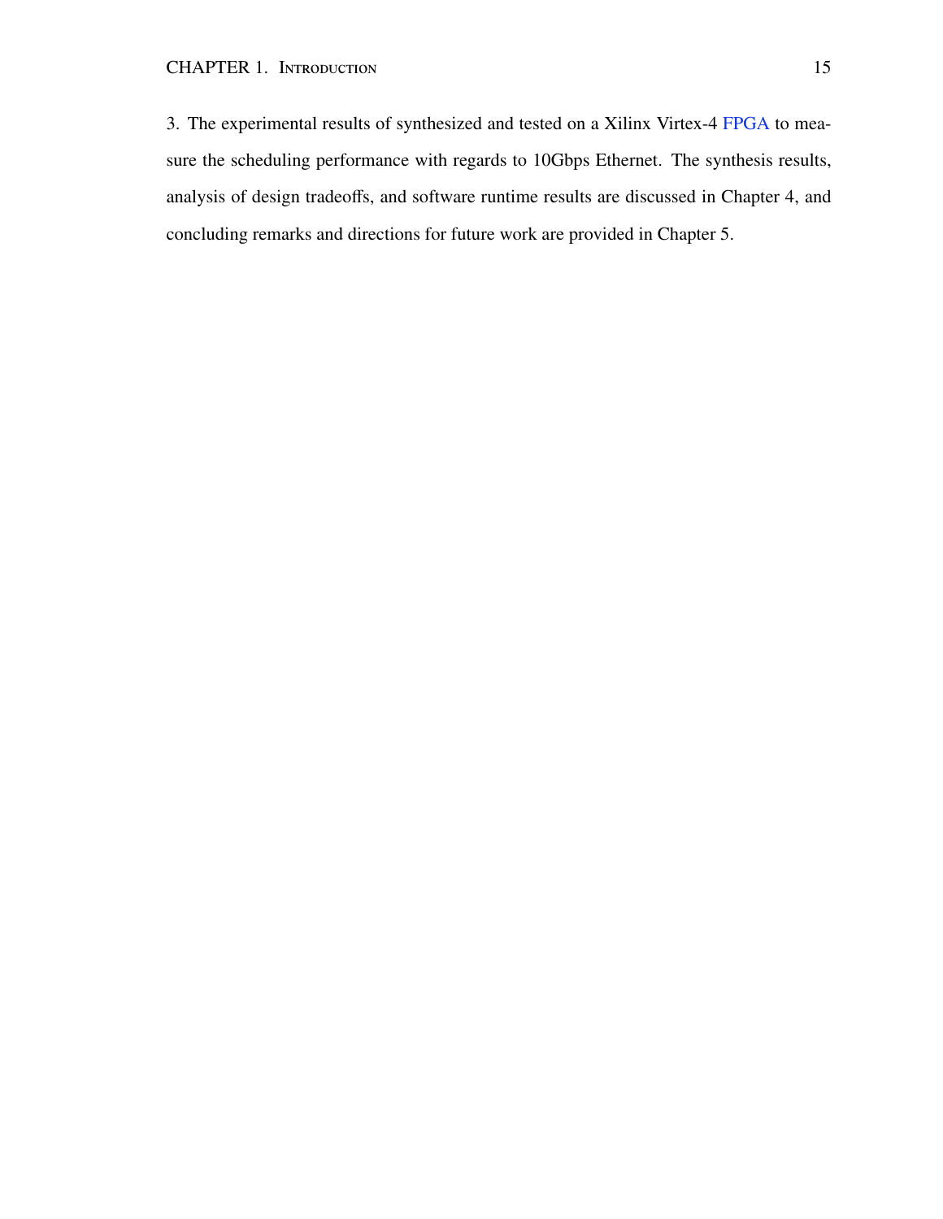3. The experimental results of synthesized and tested on a Xilinx Virtex-4 FPGA to measure the scheduling performance with regards to 10Gbps Ethernet. The synthesis results, analysis of design tradeoffs, and software runtime results are discussed in Chapter 4, and concluding remarks and directions for future work are provided in Chapter 5.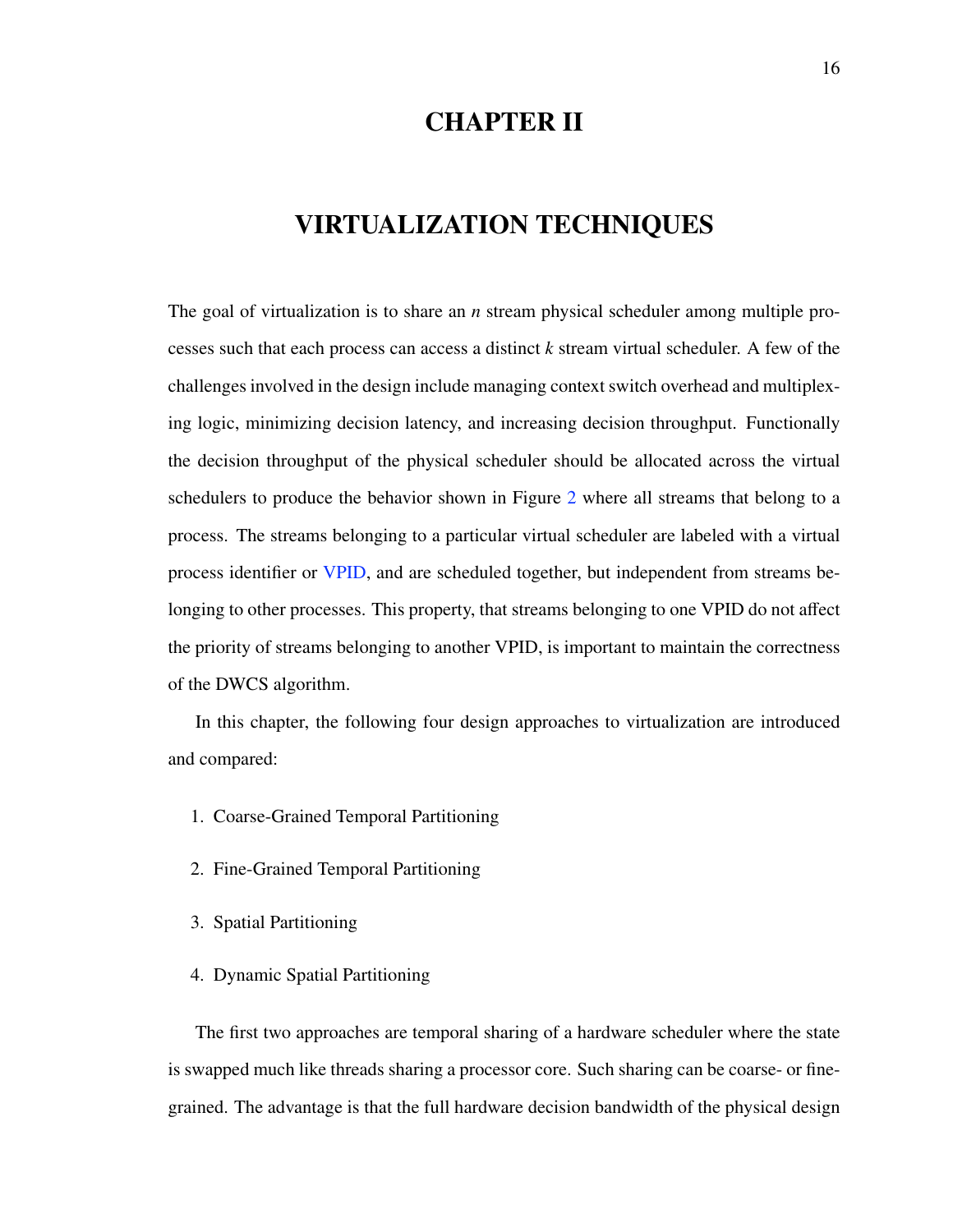# CHAPTER II

# VIRTUALIZATION TECHNIQUES

The goal of virtualization is to share an $n$ stream physical scheduler among multiple processes such that each process can access a distinct $k$ stream virtual scheduler. A few of the challenges involved in the design include managing context switch overhead and multiplexing logic, minimizing decision latency, and increasing decision throughput. Functionally the decision throughput of the physical scheduler should be allocated across the virtual schedulers to produce the behavior shown in Figure 2 where all streams that belong to a process. The streams belonging to a particular virtual scheduler are labeled with a virtual process identifier or VPID, and are scheduled together, but independent from streams belonging to other processes. This property, that streams belonging to one VPID do not affect the priority of streams belonging to another VPID, is important to maintain the correctness of the DWCS algorithm.

In this chapter, the following four design approaches to virtualization are introduced and compared:

1. Coarse-Grained Temporal Partitioning
2. Fine-Grained Temporal Partitioning
3. Spatial Partitioning
4. Dynamic Spatial Partitioning

The first two approaches are temporal sharing of a hardware scheduler where the state is swapped much like threads sharing a processor core. Such sharing can be coarse- or fine-grained. The advantage is that the full hardware decision bandwidth of the physical design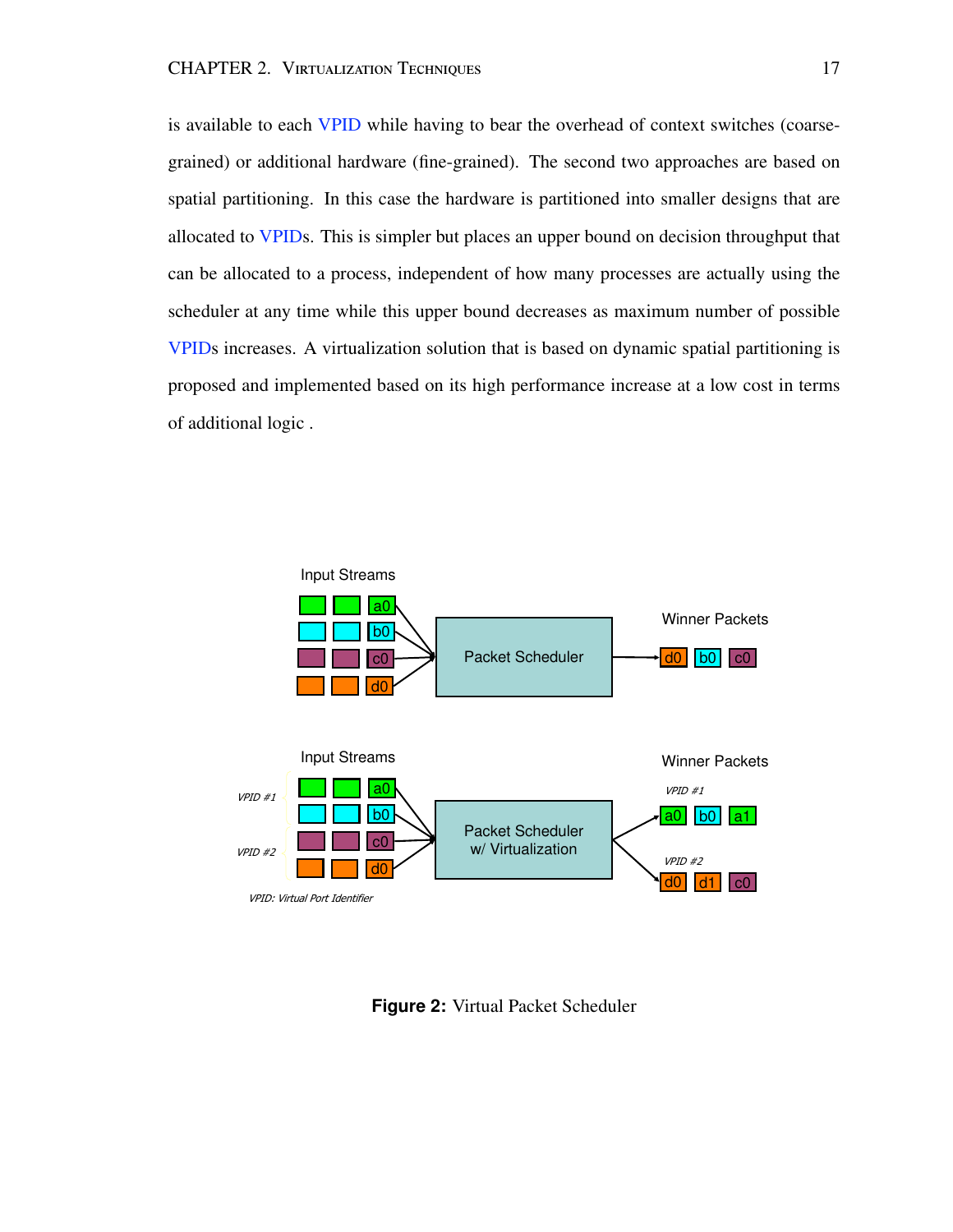is available to each VPID while having to bear the overhead of context switches (coarse-grained) or additional hardware (fine-grained). The second two approaches are based on spatial partitioning. In this case the hardware is partitioned into smaller designs that are allocated to VPIDs. This is simpler but places an upper bound on decision throughput that can be allocated to a process, independent of how many processes are actually using the scheduler at any time while this upper bound decreases as maximum number of possible VPIDs increases. A virtualization solution that is based on dynamic spatial partitioning is proposed and implemented based on its high performance increase at a low cost in terms of additional logic .

**Figure 2:** Virtual Packet Scheduler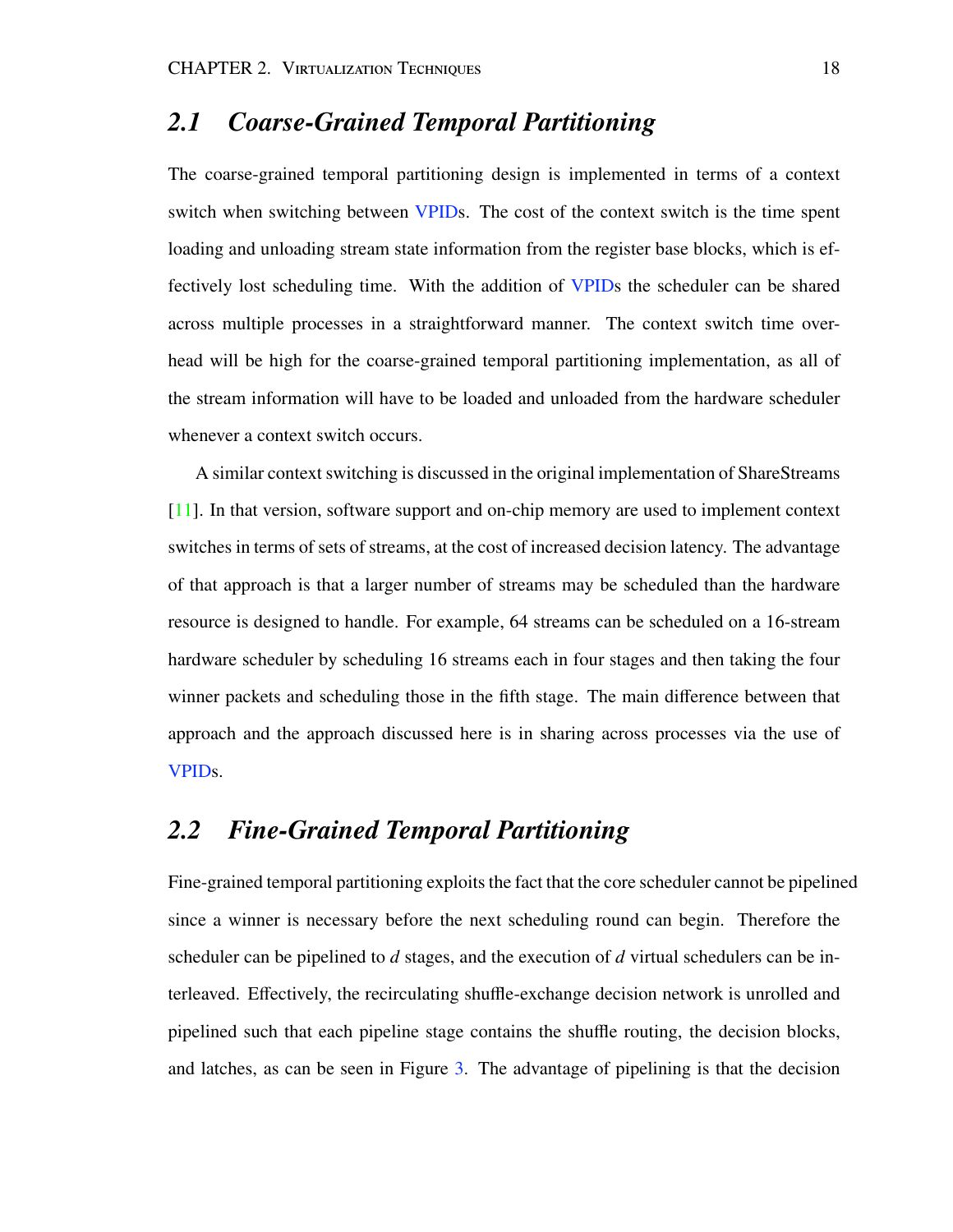## 2.1 *Coarse-Grained Temporal Partitioning*

The coarse-grained temporal partitioning design is implemented in terms of a context switch when switching between VPIDs. The cost of the context switch is the time spent loading and unloading stream state information from the register base blocks, which is effectively lost scheduling time. With the addition of VPIDs the scheduler can be shared across multiple processes in a straightforward manner. The context switch time overhead will be high for the coarse-grained temporal partitioning implementation, as all of the stream information will have to be loaded and unloaded from the hardware scheduler whenever a context switch occurs.

A similar context switching is discussed in the original implementation of ShareStreams [11]. In that version, software support and on-chip memory are used to implement context switches in terms of sets of streams, at the cost of increased decision latency. The advantage of that approach is that a larger number of streams may be scheduled than the hardware resource is designed to handle. For example, 64 streams can be scheduled on a 16-stream hardware scheduler by scheduling 16 streams each in four stages and then taking the four winner packets and scheduling those in the fifth stage. The main difference between that approach and the approach discussed here is in sharing across processes via the use of VPIDs.

## 2.2 *Fine-Grained Temporal Partitioning*

Fine-grained temporal partitioning exploits the fact that the core scheduler cannot be pipelined since a winner is necessary before the next scheduling round can begin. Therefore the scheduler can be pipelined to $d$ stages, and the execution of $d$ virtual schedulers can be interleaved. Effectively, the recirculating shuffle-exchange decision network is unrolled and pipelined such that each pipeline stage contains the shuffle routing, the decision blocks, and latches, as can be seen in Figure 3. The advantage of pipelining is that the decision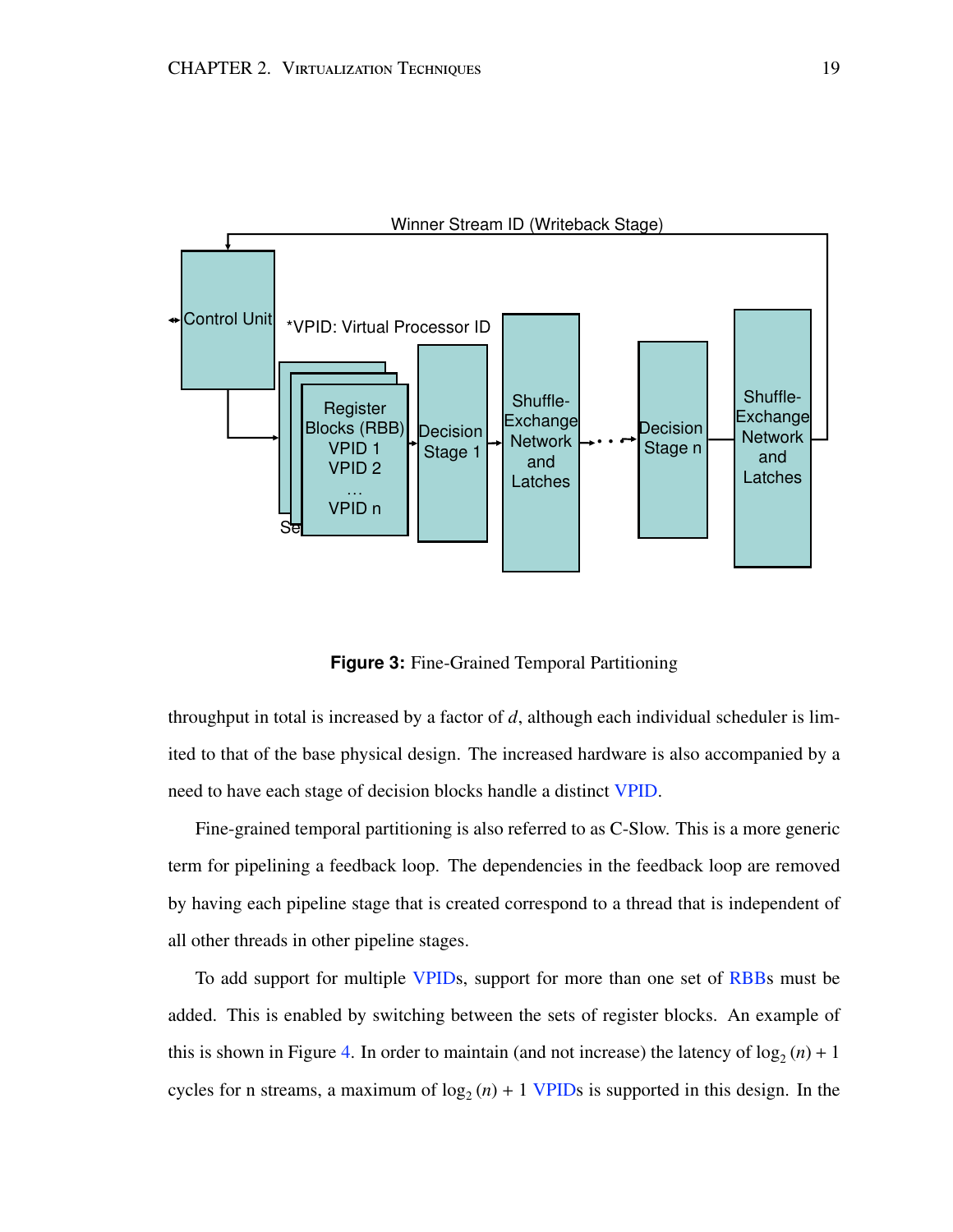Winner Stream ID (Writeback Stage)

Control Unit

*VPID: Virtual Processor ID

Register Blocks (RBB) VPID 1 VPID 2 ... VPID n

Se

Decision Stage 1

Shuffle-Exchange Network and Latches

Decision Stage n

Shuffle-Exchange Network and Latches

**Figure 3:** Fine-Grained Temporal Partitioning

throughput in total is increased by a factor of $d$, although each individual scheduler is limited to that of the base physical design. The increased hardware is also accompanied by a need to have each stage of decision blocks handle a distinct VPID.

Fine-grained temporal partitioning is also referred to as C-Slow. This is a more generic term for pipelining a feedback loop. The dependencies in the feedback loop are removed by having each pipeline stage that is created correspond to a thread that is independent of all other threads in other pipeline stages.

To add support for multiple VPIDs, support for more than one set of RBBs must be added. This is enabled by switching between the sets of register blocks. An example of this is shown in Figure 4. In order to maintain (and not increase) the latency of $\log_2(n) + 1$ cycles for n streams, a maximum of $\log_2(n) + 1$ VPIDs is supported in this design. In the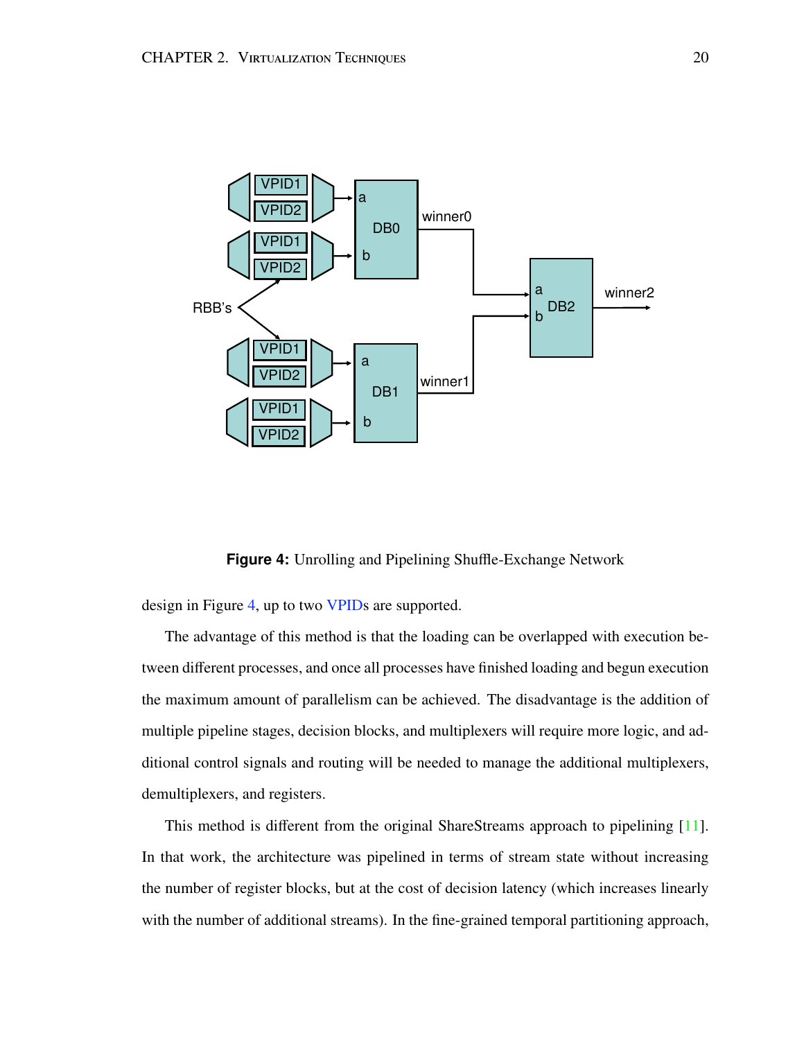**Figure 4:** Unrolling and Pipelining Shuffle-Exchange Network

design in Figure 4, up to two VPIDs are supported.

The advantage of this method is that the loading can be overlapped with execution between different processes, and once all processes have finished loading and begun execution the maximum amount of parallelism can be achieved. The disadvantage is the addition of multiple pipeline stages, decision blocks, and multiplexers will require more logic, and additional control signals and routing will be needed to manage the additional multiplexers, demultiplexers, and registers.

This method is different from the original ShareStreams approach to pipelining [11]. In that work, the architecture was pipelined in terms of stream state without increasing the number of register blocks, but at the cost of decision latency (which increases linearly with the number of additional streams). In the fine-grained temporal partitioning approach,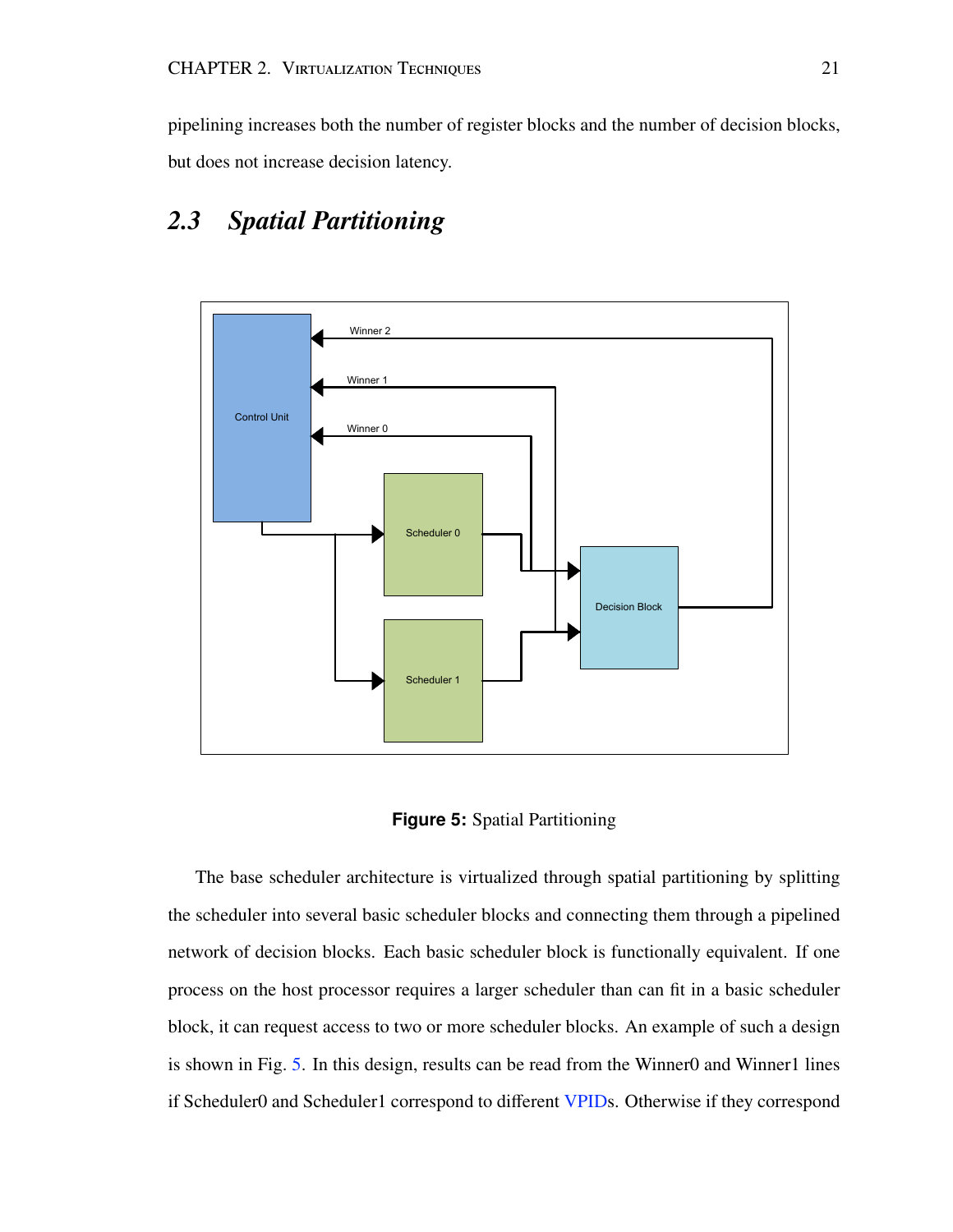pipelining increases both the number of register blocks and the number of decision blocks, but does not increase decision latency.

## 2.3 *Spatial Partitioning*

Winner 2

Winner 1

Winner 0

Control Unit

Scheduler 0

Scheduler 1

Decision Block

**Figure 5:** Spatial Partitioning

The base scheduler architecture is virtualized through spatial partitioning by splitting the scheduler into several basic scheduler blocks and connecting them through a pipelined network of decision blocks. Each basic scheduler block is functionally equivalent. If one process on the host processor requires a larger scheduler than can fit in a basic scheduler block, it can request access to two or more scheduler blocks. An example of such a design is shown in Fig. 5. In this design, results can be read from the Winner0 and Winner1 lines if Scheduler0 and Scheduler1 correspond to different VPIDs. Otherwise if they correspond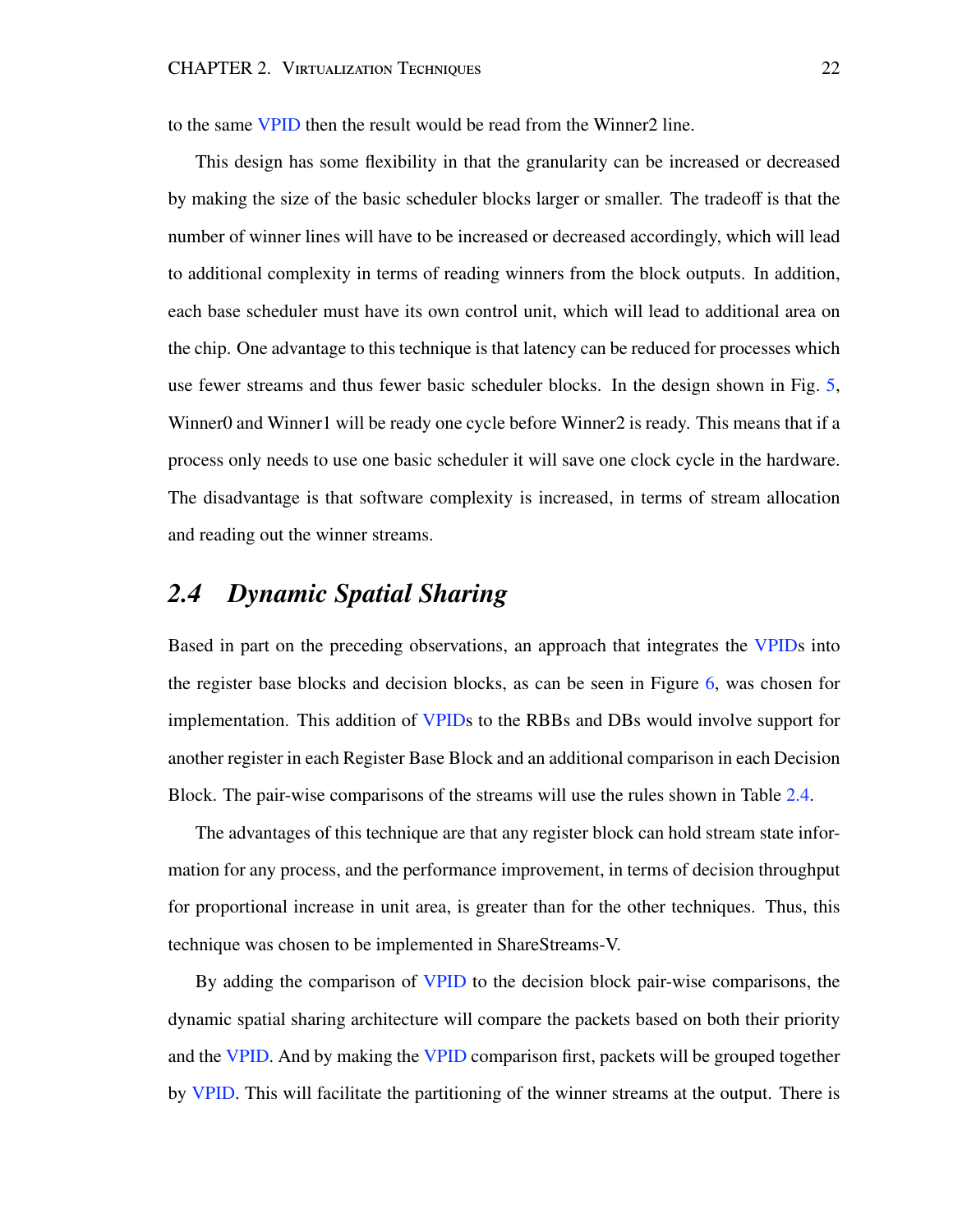to the same VPID then the result would be read from the Winner2 line.

This design has some flexibility in that the granularity can be increased or decreased by making the size of the basic scheduler blocks larger or smaller. The tradeoff is that the number of winner lines will have to be increased or decreased accordingly, which will lead to additional complexity in terms of reading winners from the block outputs. In addition, each base scheduler must have its own control unit, which will lead to additional area on the chip. One advantage to this technique is that latency can be reduced for processes which use fewer streams and thus fewer basic scheduler blocks. In the design shown in Fig. 5, Winner0 and Winner1 will be ready one cycle before Winner2 is ready. This means that if a process only needs to use one basic scheduler it will save one clock cycle in the hardware. The disadvantage is that software complexity is increased, in terms of stream allocation and reading out the winner streams.

## *2.4 Dynamic Spatial Sharing*

Based in part on the preceding observations, an approach that integrates the VPIDs into the register base blocks and decision blocks, as can be seen in Figure 6, was chosen for implementation. This addition of VPIDs to the RBBs and DBs would involve support for another register in each Register Base Block and an additional comparison in each Decision Block. The pair-wise comparisons of the streams will use the rules shown in Table 2.4.

The advantages of this technique are that any register block can hold stream state information for any process, and the performance improvement, in terms of decision throughput for proportional increase in unit area, is greater than for the other techniques. Thus, this technique was chosen to be implemented in ShareStreams-V.

By adding the comparison of VPID to the decision block pair-wise comparisons, the dynamic spatial sharing architecture will compare the packets based on both their priority and the VPID. And by making the VPID comparison first, packets will be grouped together by VPID. This will facilitate the partitioning of the winner streams at the output. There is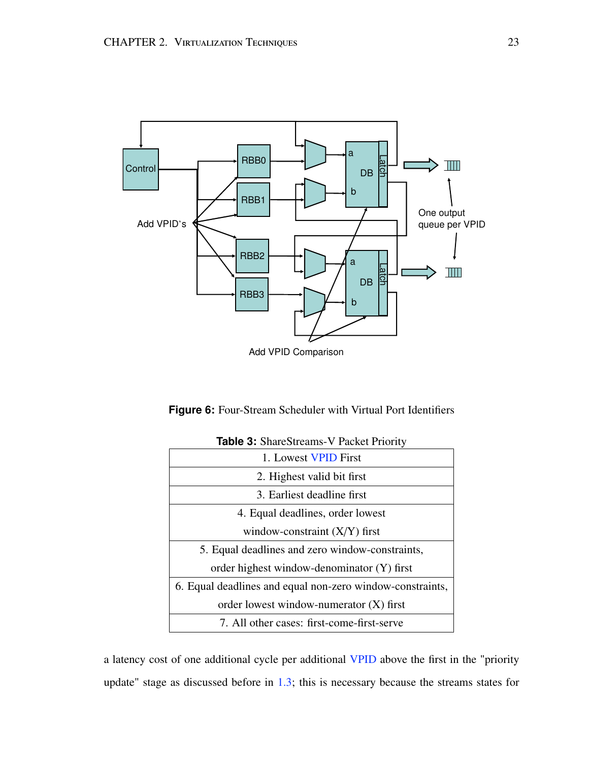**Figure 6:** Four-Stream Scheduler with Virtual Port Identifiers

**Table 3:** ShareStreams-V Packet Priority

| |
|---|
| 1. Lowest VPID First |
| 2. Highest valid bit first |
| 3. Earliest deadline first |
| 4. Equal deadlines, order lowest window-constraint (X/Y) first |
| 5. Equal deadlines and zero window-constraints, order highest window-denominator (Y) first |
| 6. Equal deadlines and equal non-zero window-constraints, order lowest window-numerator (X) first |
| 7. All other cases: first-come-first-serve |

a latency cost of one additional cycle per additional VPID above the first in the "priority update" stage as discussed before in 1.3; this is necessary because the streams states for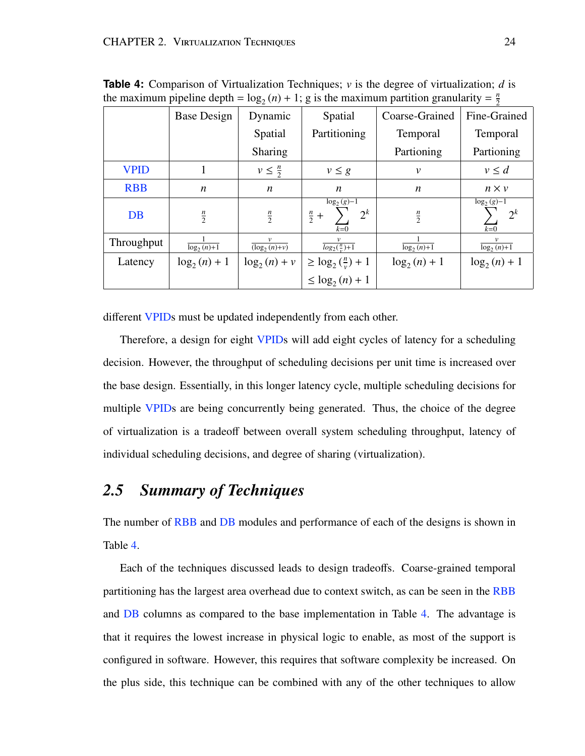**Table 4:** Comparison of Virtualization Techniques; $v$ is the degree of virtualization; $d$ is the maximum pipeline depth = $\log_2(n) + 1$; g is the maximum partition granularity = $\frac{n}{2}$

| | Base Design | Dynamic Spatial Sharing | Spatial Partitioning | Coarse-Grained Temporal Partioning | Fine-Grained Temporal Partioning |
|---|---|---|---|---|---|
| VPID | 1 | $v \leq \frac{n}{2}$ | $v \leq g$ | $v$ | $v \leq d$ |
| RBB | $n$ | $n$ | $n$ | $n$ | $n \times v$ |
| DB | $\frac{n}{2}$ | $\frac{n}{2}$ | $\frac{n}{2} + \sum_{k=0}^{\log_2(g)-1} 2^k$ | $\frac{n}{2}$ | $\sum_{k=0}^{\log_2(g)-1} 2^k$ |
| Throughput | $\frac{1}{\log_2(n)+1}$ | $\frac{v}{(\log_2(n)+v)}$ | $\frac{v}{log_2(\frac{n}{v})+1}$ | $\frac{1}{\log_2(n)+1}$ | $\frac{v}{\log_2(n)+1}$ |
| Latency | $\log_2(n) + 1$ | $\log_2(n) + v$ | $\geq \log_2(\frac{n}{v}) + 1$ $\leq \log_2(n) + 1$ | $\log_2(n) + 1$ | $\log_2(n) + 1$ |

different VPIDs must be updated independently from each other.

Therefore, a design for eight VPIDs will add eight cycles of latency for a scheduling decision. However, the throughput of scheduling decisions per unit time is increased over the base design. Essentially, in this longer latency cycle, multiple scheduling decisions for multiple VPIDs are being concurrently being generated. Thus, the choice of the degree of virtualization is a tradeoff between overall system scheduling throughput, latency of individual scheduling decisions, and degree of sharing (virtualization).

## 2.5 Summary of Techniques

The number of RBB and DB modules and performance of each of the designs is shown in Table 4.

Each of the techniques discussed leads to design tradeoffs. Coarse-grained temporal partitioning has the largest area overhead due to context switch, as can be seen in the RBB and DB columns as compared to the base implementation in Table 4. The advantage is that it requires the lowest increase in physical logic to enable, as most of the support is configured in software. However, this requires that software complexity be increased. On the plus side, this technique can be combined with any of the other techniques to allow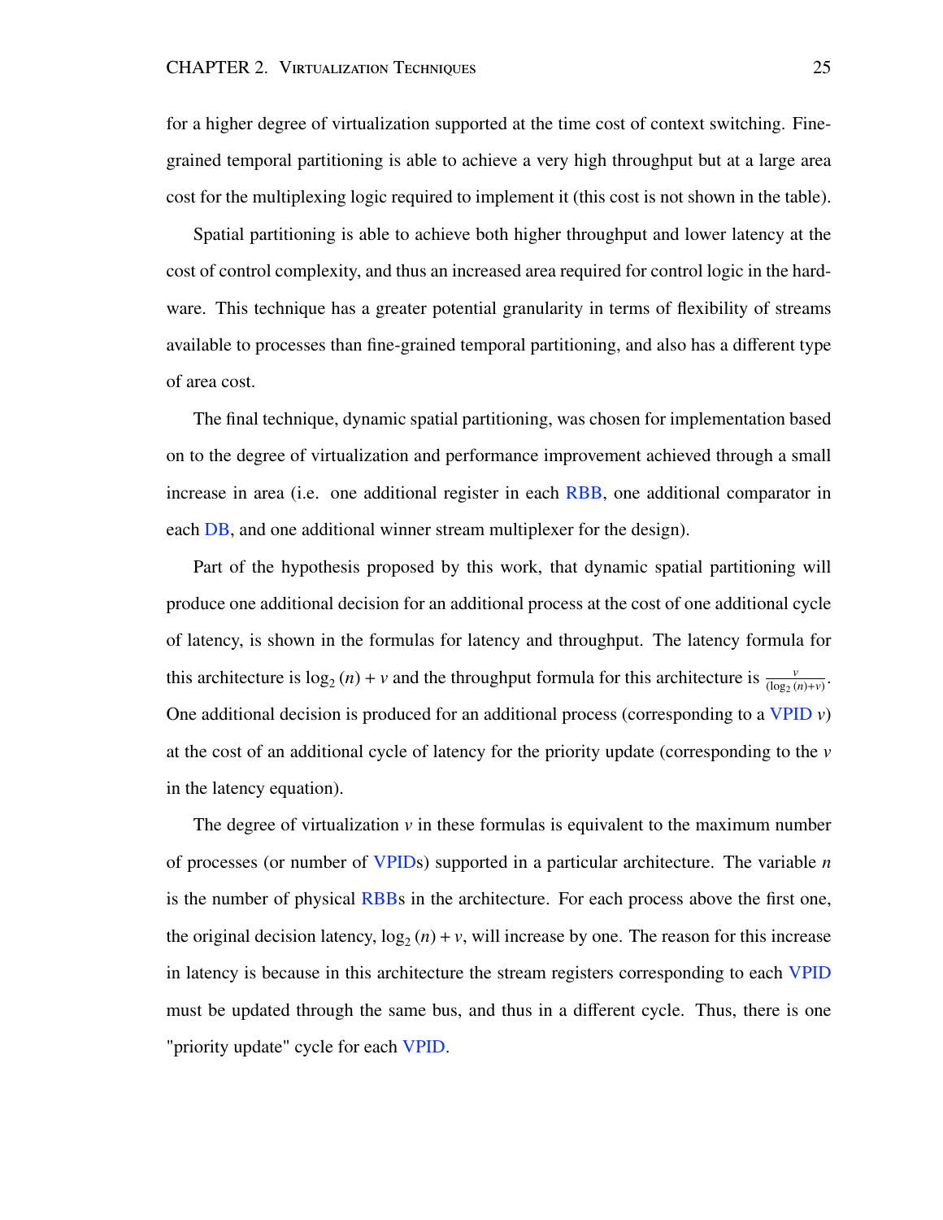for a higher degree of virtualization supported at the time cost of context switching. Fine-grained temporal partitioning is able to achieve a very high throughput but at a large area cost for the multiplexing logic required to implement it (this cost is not shown in the table).

Spatial partitioning is able to achieve both higher throughput and lower latency at the cost of control complexity, and thus an increased area required for control logic in the hardware. This technique has a greater potential granularity in terms of flexibility of streams available to processes than fine-grained temporal partitioning, and also has a different type of area cost.

The final technique, dynamic spatial partitioning, was chosen for implementation based on to the degree of virtualization and performance improvement achieved through a small increase in area (i.e. one additional register in each RBB, one additional comparator in each DB, and one additional winner stream multiplexer for the design).

Part of the hypothesis proposed by this work, that dynamic spatial partitioning will produce one additional decision for an additional process at the cost of one additional cycle of latency, is shown in the formulas for latency and throughput. The latency formula for this architecture is $\log_2(n) + v$ and the throughput formula for this architecture is $\frac{v}{(\log_2(n)+v)}$. One additional decision is produced for an additional process (corresponding to a VPID $v$) at the cost of an additional cycle of latency for the priority update (corresponding to the $v$ in the latency equation).

The degree of virtualization $v$ in these formulas is equivalent to the maximum number of processes (or number of VPIDs) supported in a particular architecture. The variable $n$ is the number of physical RBBs in the architecture. For each process above the first one, the original decision latency, $\log_2(n) + v$, will increase by one. The reason for this increase in latency is because in this architecture the stream registers corresponding to each VPID must be updated through the same bus, and thus in a different cycle. Thus, there is one "priority update" cycle for each VPID.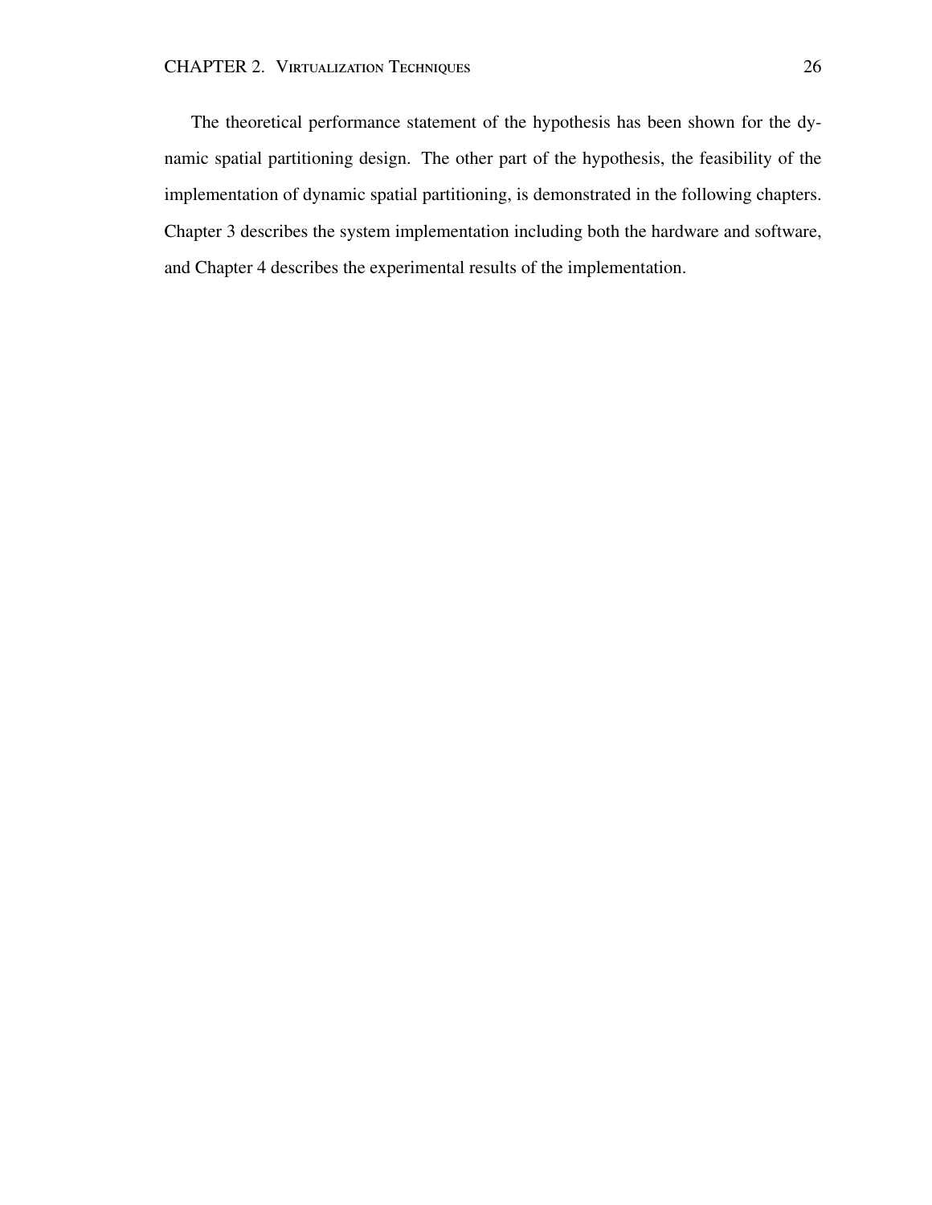The theoretical performance statement of the hypothesis has been shown for the dynamic spatial partitioning design. The other part of the hypothesis, the feasibility of the implementation of dynamic spatial partitioning, is demonstrated in the following chapters. Chapter 3 describes the system implementation including both the hardware and software, and Chapter 4 describes the experimental results of the implementation.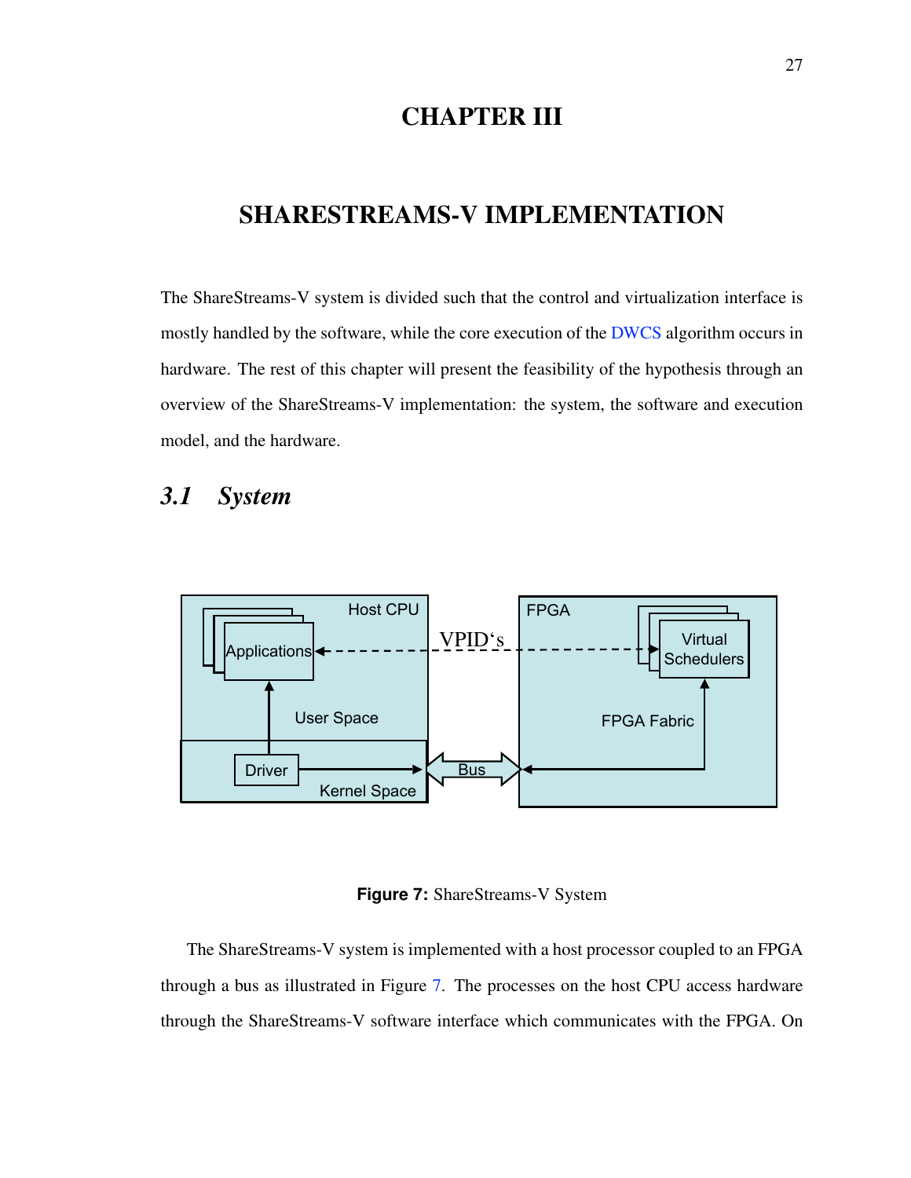# CHAPTER III

# SHARESTREAMS-V IMPLEMENTATION

The ShareStreams-V system is divided such that the control and virtualization interface is mostly handled by the software, while the core execution of the DWCS algorithm occurs in hardware. The rest of this chapter will present the feasibility of the hypothesis through an overview of the ShareStreams-V implementation: the system, the software and execution model, and the hardware.

## *3.1 System*

Host CPU

Applications

VPID's

FPGA

Virtual Schedulers

User Space

FPGA Fabric

Driver

Kernel Space

Bus

**Figure 7:** ShareStreams-V System

The ShareStreams-V system is implemented with a host processor coupled to an FPGA through a bus as illustrated in Figure 7. The processes on the host CPU access hardware through the ShareStreams-V software interface which communicates with the FPGA. On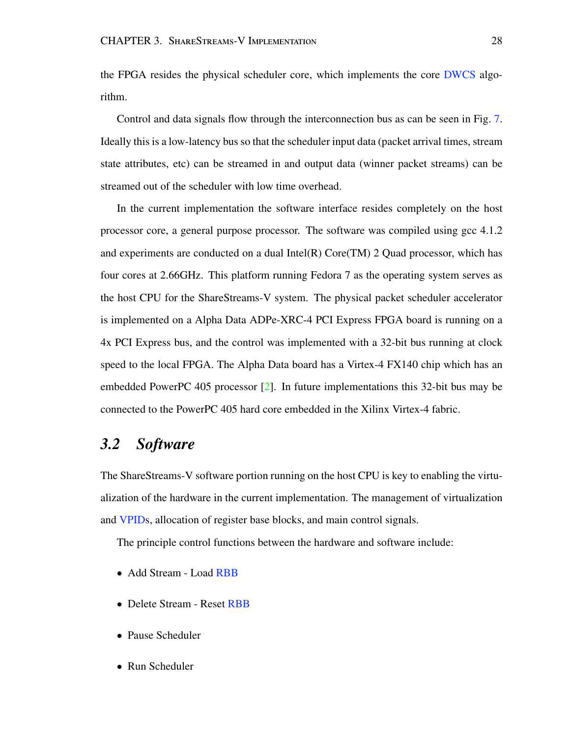the FPGA resides the physical scheduler core, which implements the core DWCS algorithm.

Control and data signals flow through the interconnection bus as can be seen in Fig. 7. Ideally this is a low-latency bus so that the scheduler input data (packet arrival times, stream state attributes, etc) can be streamed in and output data (winner packet streams) can be streamed out of the scheduler with low time overhead.

In the current implementation the software interface resides completely on the host processor core, a general purpose processor. The software was compiled using gcc 4.1.2 and experiments are conducted on a dual Intel(R) Core(TM) 2 Quad processor, which has four cores at 2.66GHz. This platform running Fedora 7 as the operating system serves as the host CPU for the ShareStreams-V system. The physical packet scheduler accelerator is implemented on a Alpha Data ADPe-XRC-4 PCI Express FPGA board is running on a 4x PCI Express bus, and the control was implemented with a 32-bit bus running at clock speed to the local FPGA. The Alpha Data board has a Virtex-4 FX140 chip which has an embedded PowerPC 405 processor [2]. In future implementations this 32-bit bus may be connected to the PowerPC 405 hard core embedded in the Xilinx Virtex-4 fabric.

## 3.2 Software

The ShareStreams-V software portion running on the host CPU is key to enabling the virtualization of the hardware in the current implementation. The management of virtualization and VPIDs, allocation of register base blocks, and main control signals.

The principle control functions between the hardware and software include:

- Add Stream - Load RBB
- Delete Stream - Reset RBB
- Pause Scheduler
- Run Scheduler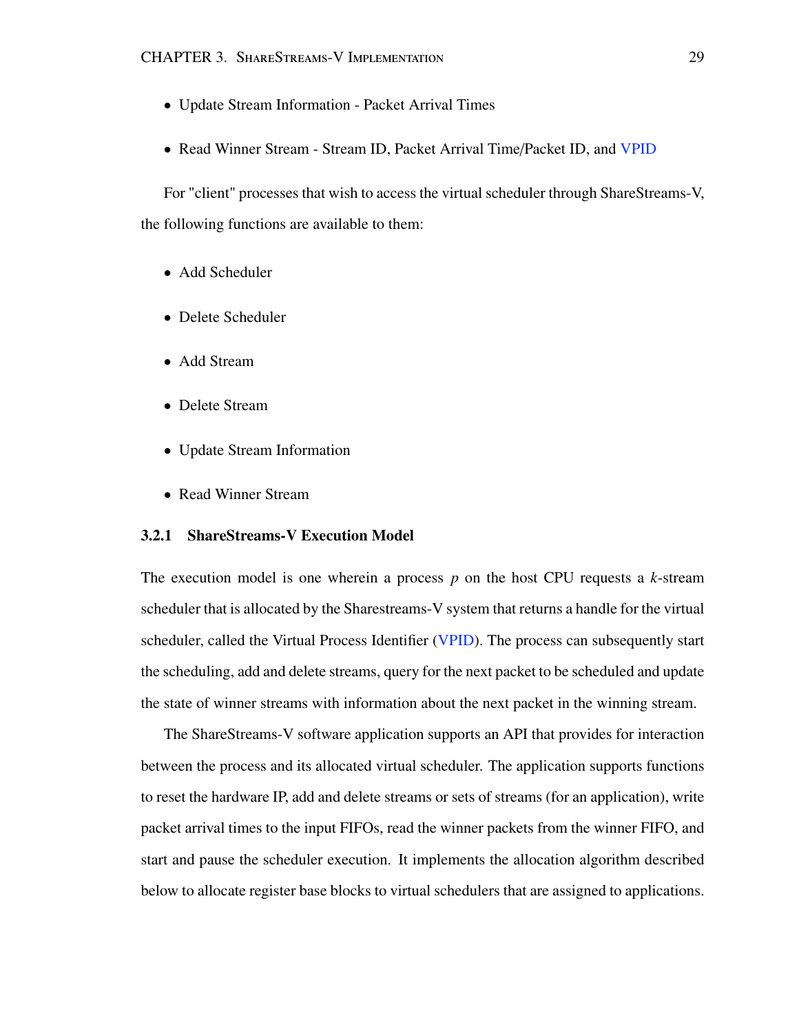- Update Stream Information - Packet Arrival Times
- Read Winner Stream - Stream ID, Packet Arrival Time/Packet ID, and VPID

For "client" processes that wish to access the virtual scheduler through ShareStreams-V, the following functions are available to them:

- Add Scheduler
- Delete Scheduler
- Add Stream
- Delete Stream
- Update Stream Information
- Read Winner Stream

### 3.2.1 ShareStreams-V Execution Model

The execution model is one wherein a process $p$ on the host CPU requests a $k$-stream scheduler that is allocated by the Sharestreams-V system that returns a handle for the virtual scheduler, called the Virtual Process Identifier (VPID). The process can subsequently start the scheduling, add and delete streams, query for the next packet to be scheduled and update the state of winner streams with information about the next packet in the winning stream.

The ShareStreams-V software application supports an API that provides for interaction between the process and its allocated virtual scheduler. The application supports functions to reset the hardware IP, add and delete streams or sets of streams (for an application), write packet arrival times to the input FIFOs, read the winner packets from the winner FIFO, and start and pause the scheduler execution. It implements the allocation algorithm described below to allocate register base blocks to virtual schedulers that are assigned to applications.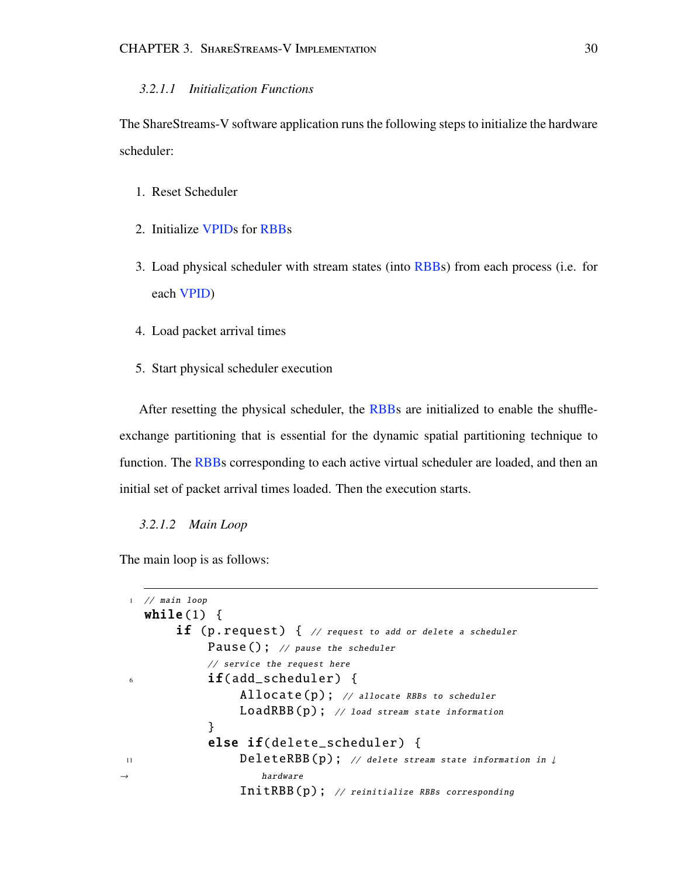#### 3.2.1.1 Initialization Functions

The ShareStreams-V software application runs the following steps to initialize the hardware scheduler:

1. Reset Scheduler
2. Initialize VPIDs for RBBs
3. Load physical scheduler with stream states (into RBBs) from each process (i.e. for each VPID)
4. Load packet arrival times
5. Start physical scheduler execution

After resetting the physical scheduler, the RBBs are initialized to enable the shuffle-exchange partitioning that is essential for the dynamic spatial partitioning technique to function. The RBBs corresponding to each active virtual scheduler are loaded, and then an initial set of packet arrival times loaded. Then the execution starts.

#### 3.2.1.2 Main Loop

The main loop is as follows:

```
// main loop
while(1) {
    if (p.request) { // request to add or delete a scheduler
        Pause(); // pause the scheduler
        // service the request here
        if(add_scheduler) {
            Allocate(p); // allocate RBBs to scheduler
            LoadRBB(p); // load stream state information
        }
        else if(delete_scheduler) {
            DeleteRBB(p); // delete stream state information in hardware
            InitRBB(p); // reinitialize RBBs corresponding
```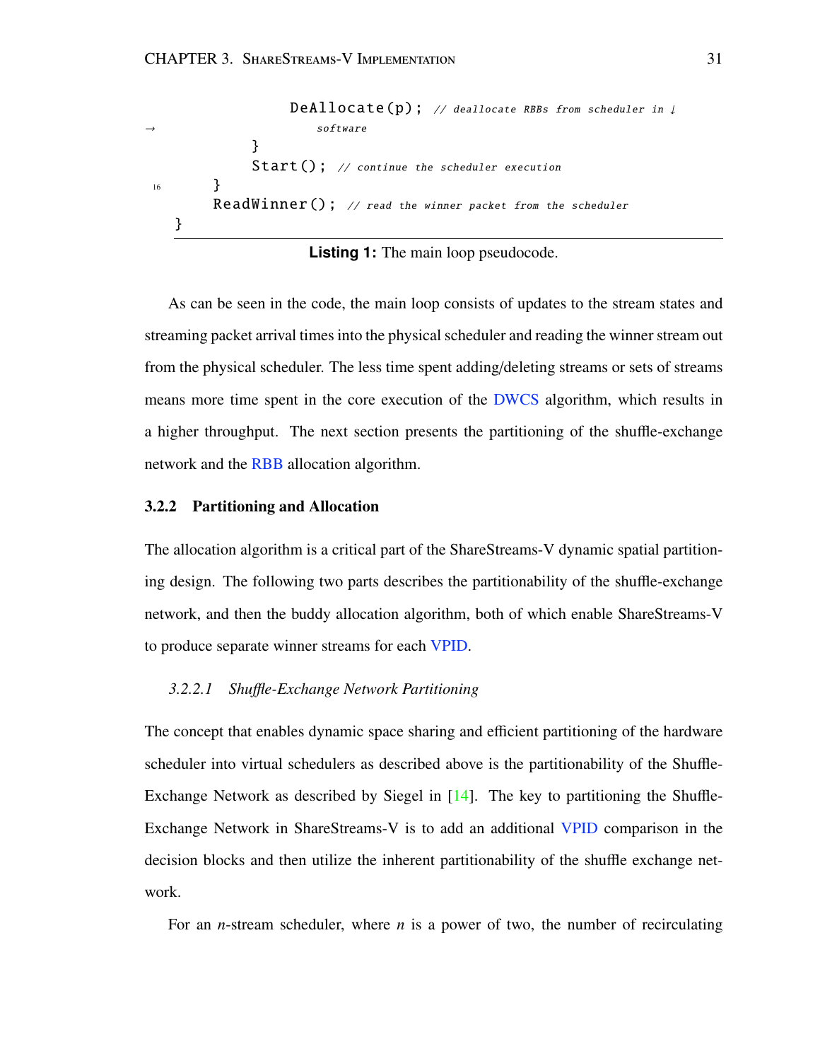```
            DeAllocate(p); // deallocate RBBs from scheduler in software
        }
        Start(); // continue the scheduler execution
    }
    ReadWinner(); // read the winner packet from the scheduler
}
```

**Listing 1:** The main loop pseudocode.

As can be seen in the code, the main loop consists of updates to the stream states and streaming packet arrival times into the physical scheduler and reading the winner stream out from the physical scheduler. The less time spent adding/deleting streams or sets of streams means more time spent in the core execution of the DWCS algorithm, which results in a higher throughput. The next section presents the partitioning of the shuffle-exchange network and the RBB allocation algorithm.

### 3.2.2 Partitioning and Allocation

The allocation algorithm is a critical part of the ShareStreams-V dynamic spatial partitioning design. The following two parts describes the partitionability of the shuffle-exchange network, and then the buddy allocation algorithm, both of which enable ShareStreams-V to produce separate winner streams for each VPID.

#### *3.2.2.1 Shuffle-Exchange Network Partitioning*

The concept that enables dynamic space sharing and efficient partitioning of the hardware scheduler into virtual schedulers as described above is the partitionability of the Shuffle-Exchange Network as described by Siegel in [14]. The key to partitioning the Shuffle-Exchange Network in ShareStreams-V is to add an additional VPID comparison in the decision blocks and then utilize the inherent partitionability of the shuffle exchange network.

For an $n$-stream scheduler, where $n$ is a power of two, the number of recirculating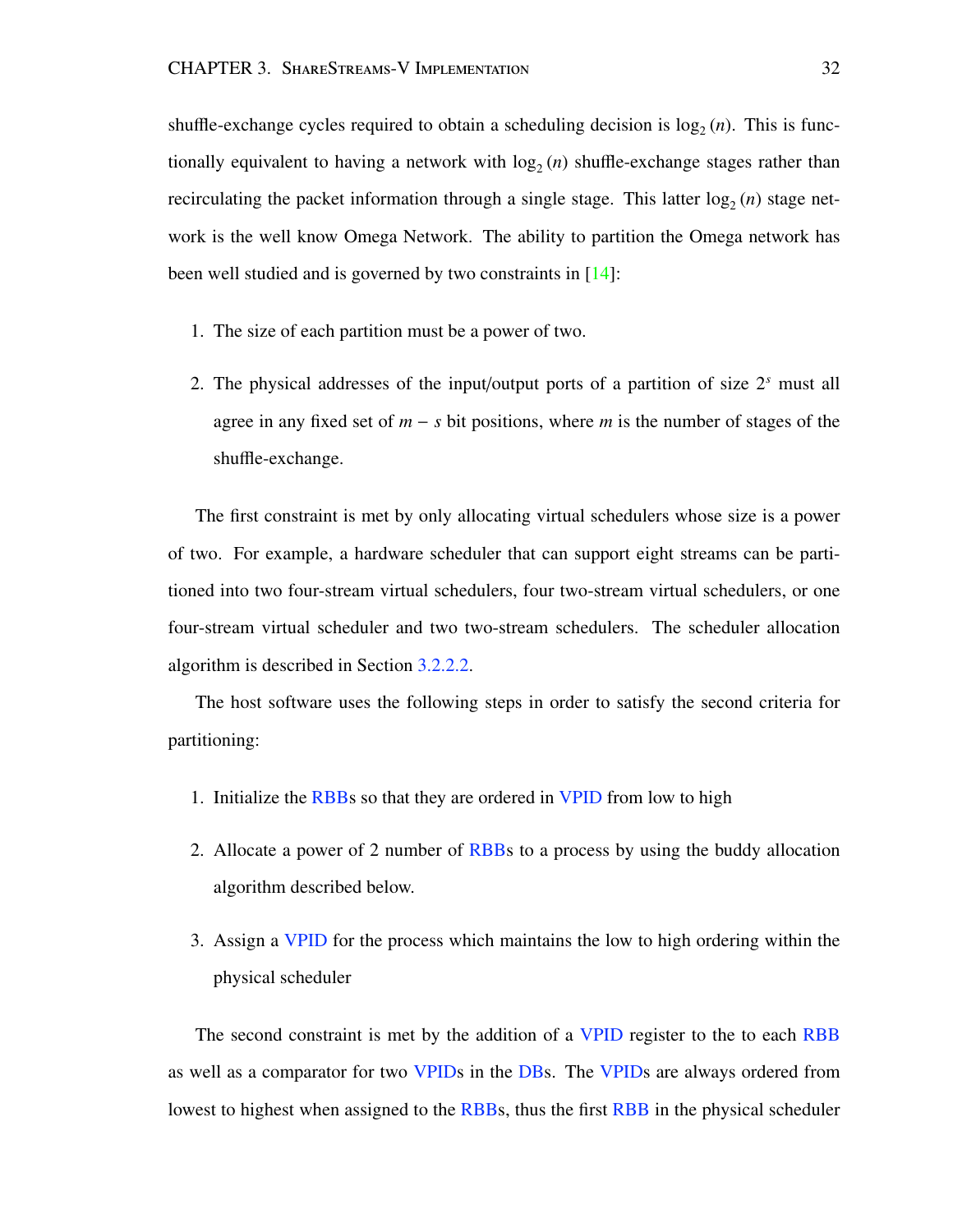shuffle-exchange cycles required to obtain a scheduling decision is $\log_2(n)$. This is functionally equivalent to having a network with $\log_2(n)$ shuffle-exchange stages rather than recirculating the packet information through a single stage. This latter $\log_2(n)$ stage network is the well know Omega Network. The ability to partition the Omega network has been well studied and is governed by two constraints in [14]:

1. The size of each partition must be a power of two.
2. The physical addresses of the input/output ports of a partition of size $2^s$ must all agree in any fixed set of $m - s$ bit positions, where $m$ is the number of stages of the shuffle-exchange.

The first constraint is met by only allocating virtual schedulers whose size is a power of two. For example, a hardware scheduler that can support eight streams can be partitioned into two four-stream virtual schedulers, four two-stream virtual schedulers, or one four-stream virtual scheduler and two two-stream schedulers. The scheduler allocation algorithm is described in Section 3.2.2.2.

The host software uses the following steps in order to satisfy the second criteria for partitioning:

1. Initialize the RBBs so that they are ordered in VPID from low to high
2. Allocate a power of 2 number of RBBs to a process by using the buddy allocation algorithm described below.
3. Assign a VPID for the process which maintains the low to high ordering within the physical scheduler

The second constraint is met by the addition of a VPID register to the to each RBB as well as a comparator for two VPIDs in the DBs. The VPIDs are always ordered from lowest to highest when assigned to the RBBs, thus the first RBB in the physical scheduler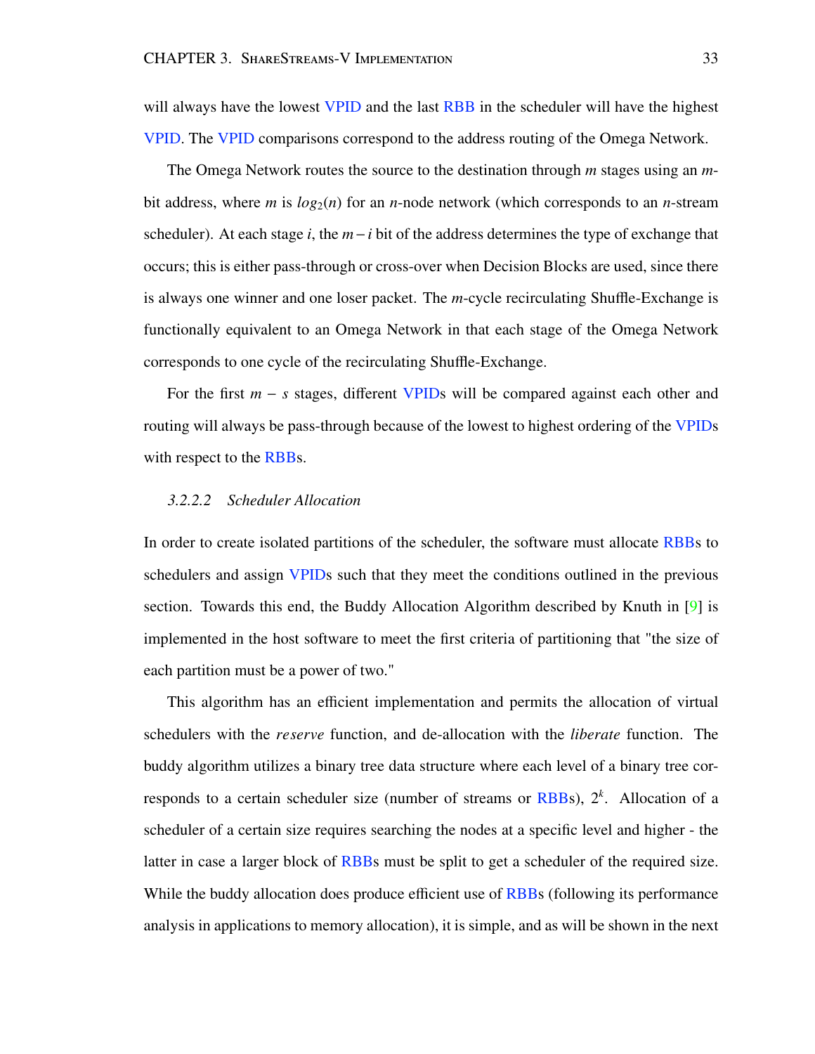will always have the lowest VPID and the last RBB in the scheduler will have the highest VPID. The VPID comparisons correspond to the address routing of the Omega Network.

The Omega Network routes the source to the destination through $m$ stages using an $m$-bit address, where $m$ is $log_2(n)$ for an $n$-node network (which corresponds to an $n$-stream scheduler). At each stage $i$, the $m-i$ bit of the address determines the type of exchange that occurs; this is either pass-through or cross-over when Decision Blocks are used, since there is always one winner and one loser packet. The $m$-cycle recirculating Shuffle-Exchange is functionally equivalent to an Omega Network in that each stage of the Omega Network corresponds to one cycle of the recirculating Shuffle-Exchange.

For the first $m - s$ stages, different VPIDs will be compared against each other and routing will always be pass-through because of the lowest to highest ordering of the VPIDs with respect to the RBBs.

#### *3.2.2.2 Scheduler Allocation*

In order to create isolated partitions of the scheduler, the software must allocate RBBs to schedulers and assign VPIDs such that they meet the conditions outlined in the previous section. Towards this end, the Buddy Allocation Algorithm described by Knuth in [9] is implemented in the host software to meet the first criteria of partitioning that "the size of each partition must be a power of two."

This algorithm has an efficient implementation and permits the allocation of virtual schedulers with the *reserve* function, and de-allocation with the *liberate* function. The buddy algorithm utilizes a binary tree data structure where each level of a binary tree corresponds to a certain scheduler size (number of streams or RBBs), $2^k$. Allocation of a scheduler of a certain size requires searching the nodes at a specific level and higher - the latter in case a larger block of RBBs must be split to get a scheduler of the required size. While the buddy allocation does produce efficient use of RBBs (following its performance analysis in applications to memory allocation), it is simple, and as will be shown in the next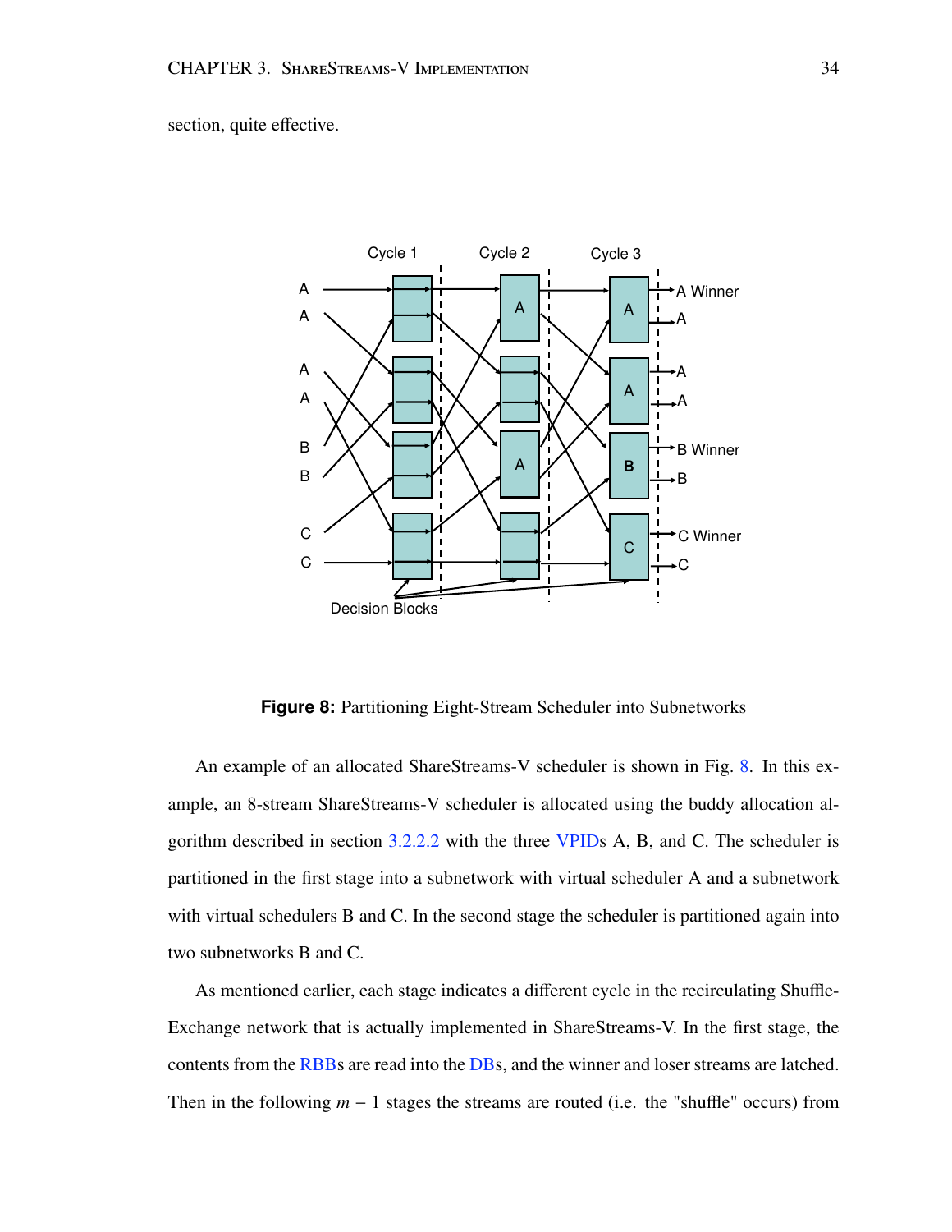section, quite effective.

Cycle 1

Cycle 2

Cycle 3

A

A

A

A

B

B

C

C

A Winner

A

A

A

B Winner

B

C Winner

C

Decision Blocks

**Figure 8:** Partitioning Eight-Stream Scheduler into Subnetworks

An example of an allocated ShareStreams-V scheduler is shown in Fig. 8. In this example, an 8-stream ShareStreams-V scheduler is allocated using the buddy allocation algorithm described in section 3.2.2.2 with the three VPIDs A, B, and C. The scheduler is partitioned in the first stage into a subnetwork with virtual scheduler A and a subnetwork with virtual schedulers B and C. In the second stage the scheduler is partitioned again into two subnetworks B and C.

As mentioned earlier, each stage indicates a different cycle in the recirculating Shuffle-Exchange network that is actually implemented in ShareStreams-V. In the first stage, the contents from the RBBs are read into the DBs, and the winner and loser streams are latched. Then in the following $m - 1$ stages the streams are routed (i.e. the "shuffle" occurs) from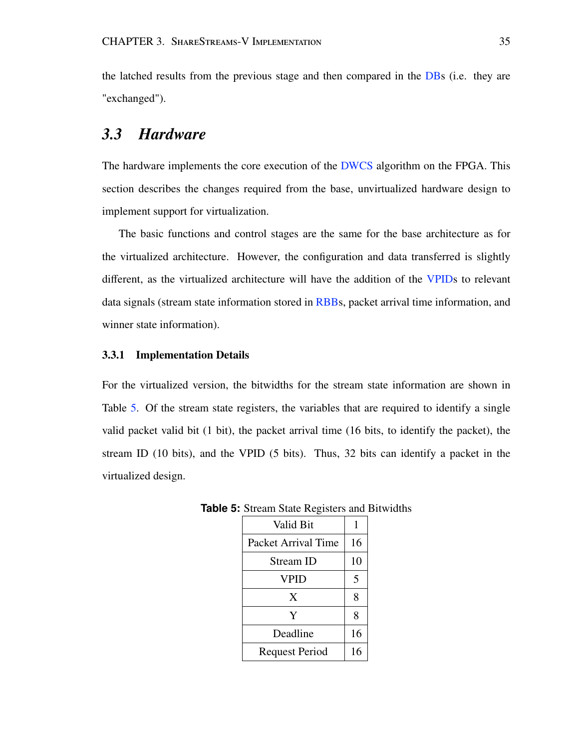the latched results from the previous stage and then compared in the DBs (i.e. they are "exchanged").

## 3.3 Hardware

The hardware implements the core execution of the DWCS algorithm on the FPGA. This section describes the changes required from the base, unvirtualized hardware design to implement support for virtualization.

The basic functions and control stages are the same for the base architecture as for the virtualized architecture. However, the configuration and data transferred is slightly different, as the virtualized architecture will have the addition of the VPIDs to relevant data signals (stream state information stored in RBBs, packet arrival time information, and winner state information).

### 3.3.1 Implementation Details

For the virtualized version, the bitwidths for the stream state information are shown in Table 5. Of the stream state registers, the variables that are required to identify a single valid packet valid bit (1 bit), the packet arrival time (16 bits, to identify the packet), the stream ID (10 bits), and the VPID (5 bits). Thus, 32 bits can identify a packet in the virtualized design.

**Table 5:** Stream State Registers and Bitwidths

| | |
|---|---|
| Valid Bit | 1 |
| Packet Arrival Time | 16 |
| Stream ID | 10 |
| VPID | 5 |
| X | 8 |
| Y | 8 |
| Deadline | 16 |
| Request Period | 16 |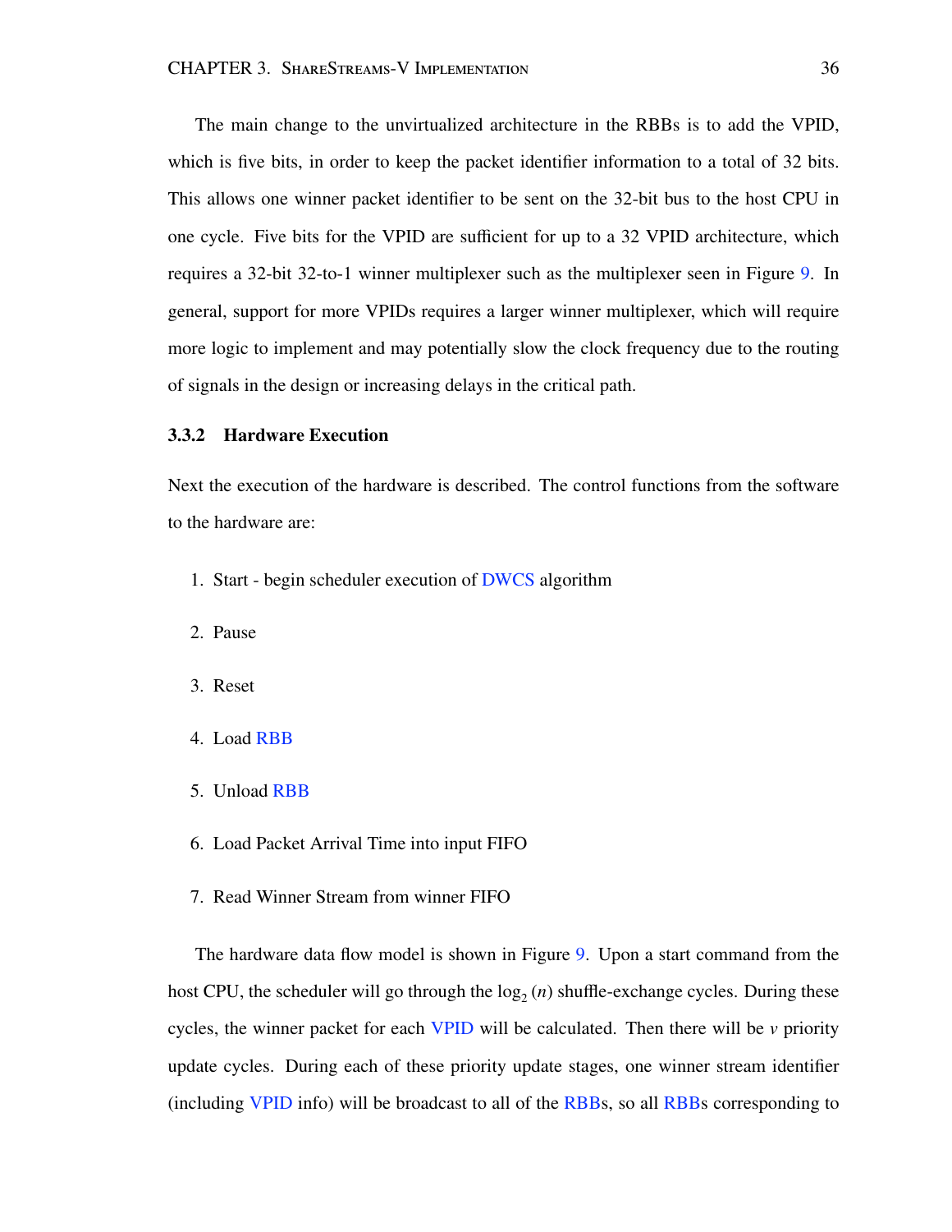The main change to the unvirtualized architecture in the RBBs is to add the VPID, which is five bits, in order to keep the packet identifier information to a total of 32 bits. This allows one winner packet identifier to be sent on the 32-bit bus to the host CPU in one cycle. Five bits for the VPID are sufficient for up to a 32 VPID architecture, which requires a 32-bit 32-to-1 winner multiplexer such as the multiplexer seen in Figure 9. In general, support for more VPIDs requires a larger winner multiplexer, which will require more logic to implement and may potentially slow the clock frequency due to the routing of signals in the design or increasing delays in the critical path.

### 3.3.2 Hardware Execution

Next the execution of the hardware is described. The control functions from the software to the hardware are:

1. Start - begin scheduler execution of DWCS algorithm
2. Pause
3. Reset
4. Load RBB
5. Unload RBB
6. Load Packet Arrival Time into input FIFO
7. Read Winner Stream from winner FIFO

The hardware data flow model is shown in Figure 9. Upon a start command from the host CPU, the scheduler will go through the $\log_2(n)$ shuffle-exchange cycles. During these cycles, the winner packet for each VPID will be calculated. Then there will be $v$ priority update cycles. During each of these priority update stages, one winner stream identifier (including VPID info) will be broadcast to all of the RBBs, so all RBBs corresponding to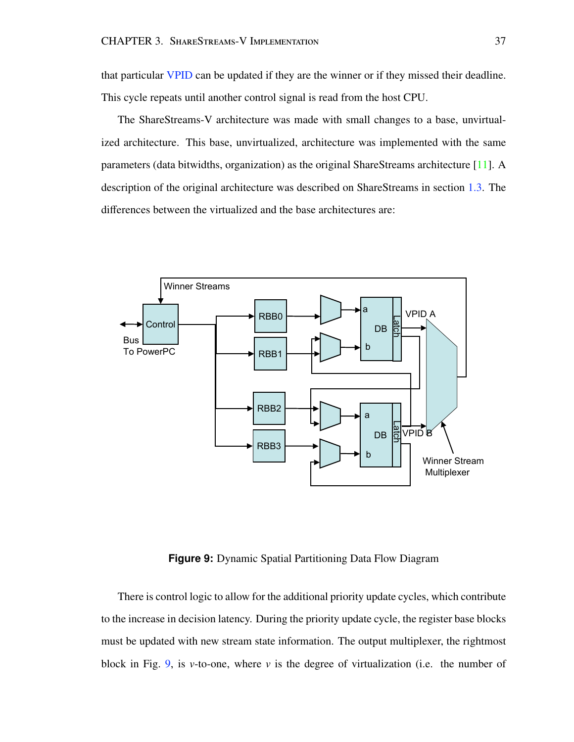that particular VPID can be updated if they are the winner or if they missed their deadline. This cycle repeats until another control signal is read from the host CPU.

The ShareStreams-V architecture was made with small changes to a base, unvirtualized architecture. This base, unvirtualized, architecture was implemented with the same parameters (data bitwidths, organization) as the original ShareStreams architecture [11]. A description of the original architecture was described on ShareStreams in section 1.3. The differences between the virtualized and the base architectures are:

Winner Streams
Control
Bus
To PowerPC
RBB0
RBB1
RBB2
RBB3
a
DB
b
Latch
VPID A
a
DB
b
Latch
VPID B
Winner Stream
Multiplexer

**Figure 9:** Dynamic Spatial Partitioning Data Flow Diagram

There is control logic to allow for the additional priority update cycles, which contribute to the increase in decision latency. During the priority update cycle, the register base blocks must be updated with new stream state information. The output multiplexer, the rightmost block in Fig. 9, is $v$-to-one, where $v$ is the degree of virtualization (i.e. the number of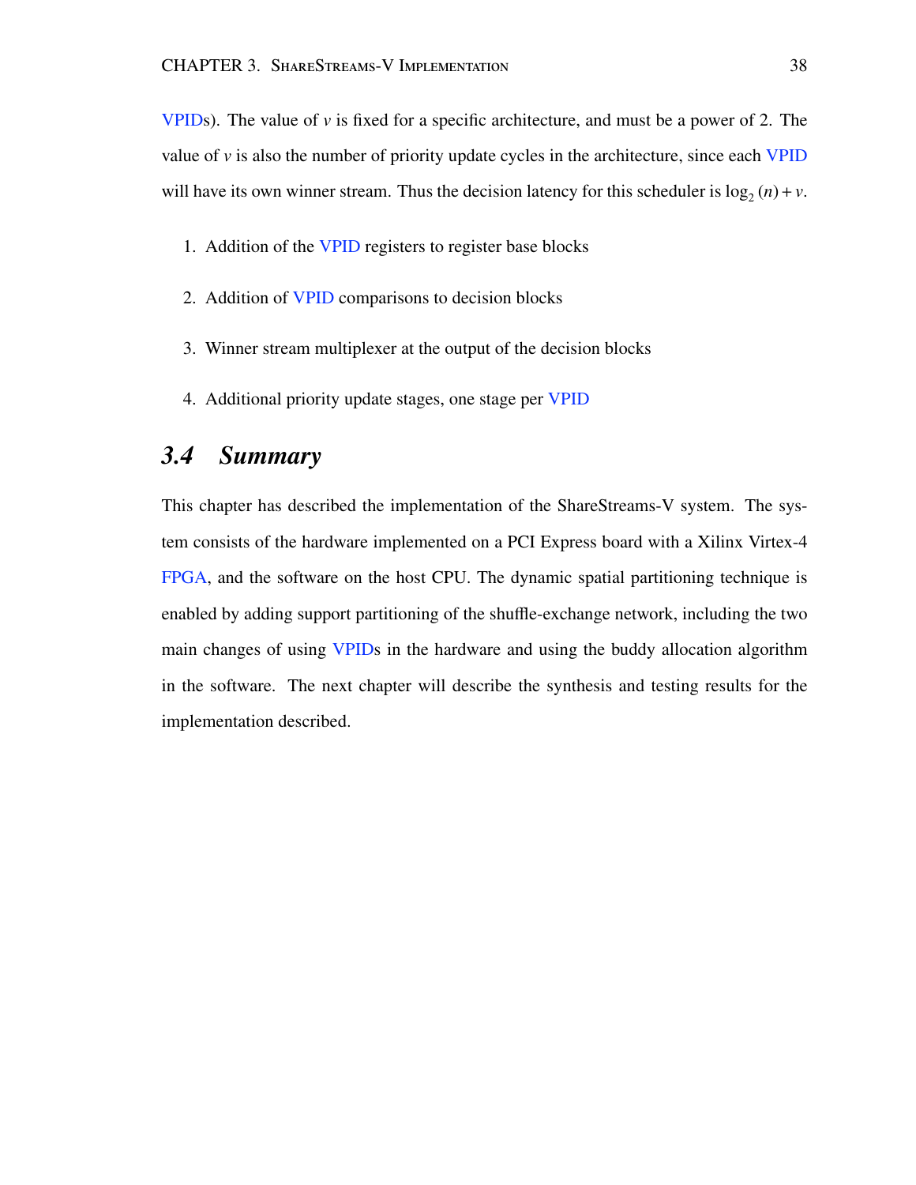VPIDs). The value of $v$ is fixed for a specific architecture, and must be a power of 2. The value of $v$ is also the number of priority update cycles in the architecture, since each VPID will have its own winner stream. Thus the decision latency for this scheduler is $\log_2(n) + v$.

1. Addition of the VPID registers to register base blocks
2. Addition of VPID comparisons to decision blocks
3. Winner stream multiplexer at the output of the decision blocks
4. Additional priority update stages, one stage per VPID

## 3.4 Summary

This chapter has described the implementation of the ShareStreams-V system. The system consists of the hardware implemented on a PCI Express board with a Xilinx Virtex-4 FPGA, and the software on the host CPU. The dynamic spatial partitioning technique is enabled by adding support partitioning of the shuffle-exchange network, including the two main changes of using VPIDs in the hardware and using the buddy allocation algorithm in the software. The next chapter will describe the synthesis and testing results for the implementation described.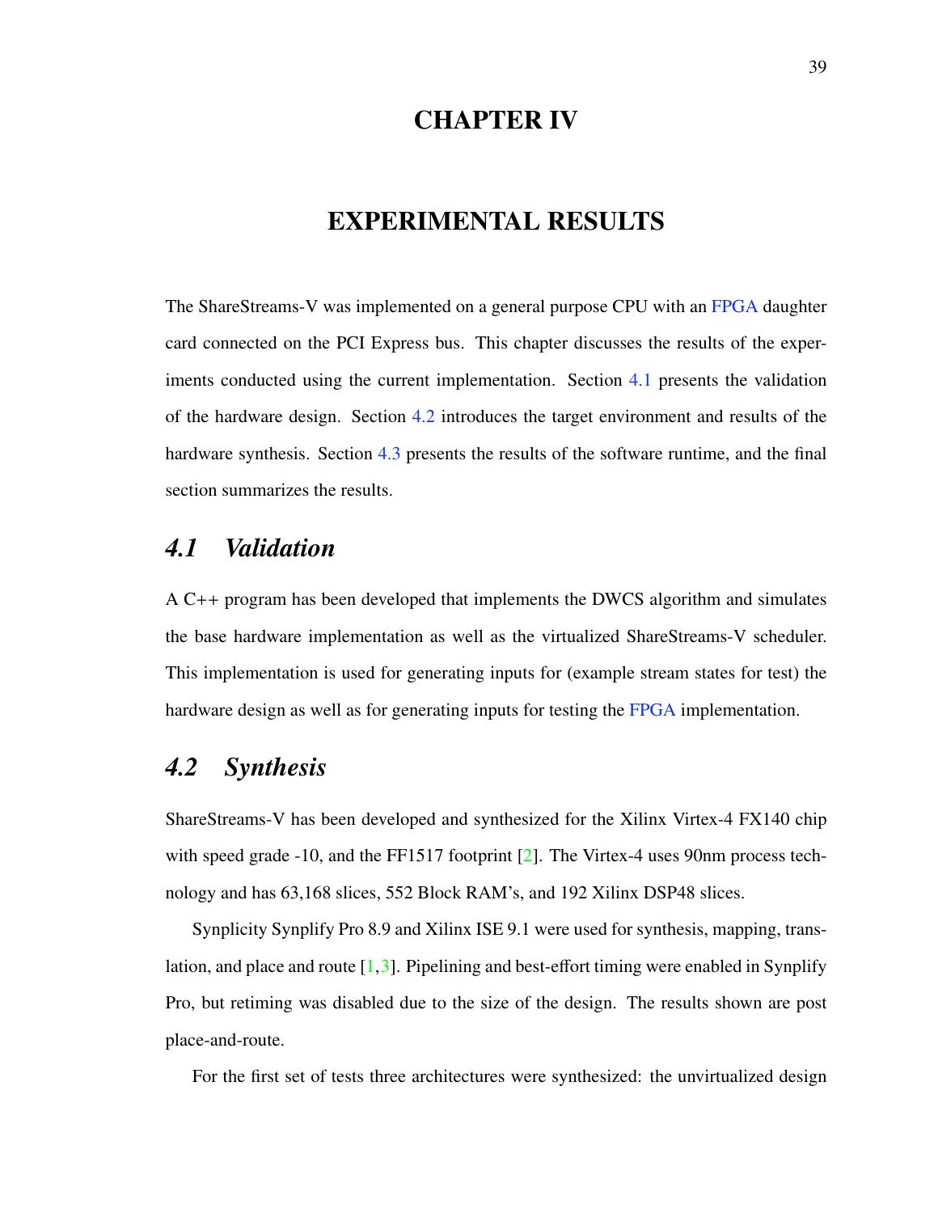# CHAPTER IV

# EXPERIMENTAL RESULTS

The ShareStreams-V was implemented on a general purpose CPU with an FPGA daughter card connected on the PCI Express bus. This chapter discusses the results of the experiments conducted using the current implementation. Section 4.1 presents the validation of the hardware design. Section 4.2 introduces the target environment and results of the hardware synthesis. Section 4.3 presents the results of the software runtime, and the final section summarizes the results.

## *4.1 Validation*

A C++ program has been developed that implements the DWCS algorithm and simulates the base hardware implementation as well as the virtualized ShareStreams-V scheduler. This implementation is used for generating inputs for (example stream states for test) the hardware design as well as for generating inputs for testing the FPGA implementation.

## *4.2 Synthesis*

ShareStreams-V has been developed and synthesized for the Xilinx Virtex-4 FX140 chip with speed grade -10, and the FF1517 footprint [2]. The Virtex-4 uses 90nm process technology and has 63,168 slices, 552 Block RAM's, and 192 Xilinx DSP48 slices.

Synplicity Synplify Pro 8.9 and Xilinx ISE 9.1 were used for synthesis, mapping, translation, and place and route [1,3]. Pipelining and best-effort timing were enabled in Synplify Pro, but retiming was disabled due to the size of the design. The results shown are post place-and-route.

For the first set of tests three architectures were synthesized: the unvirtualized design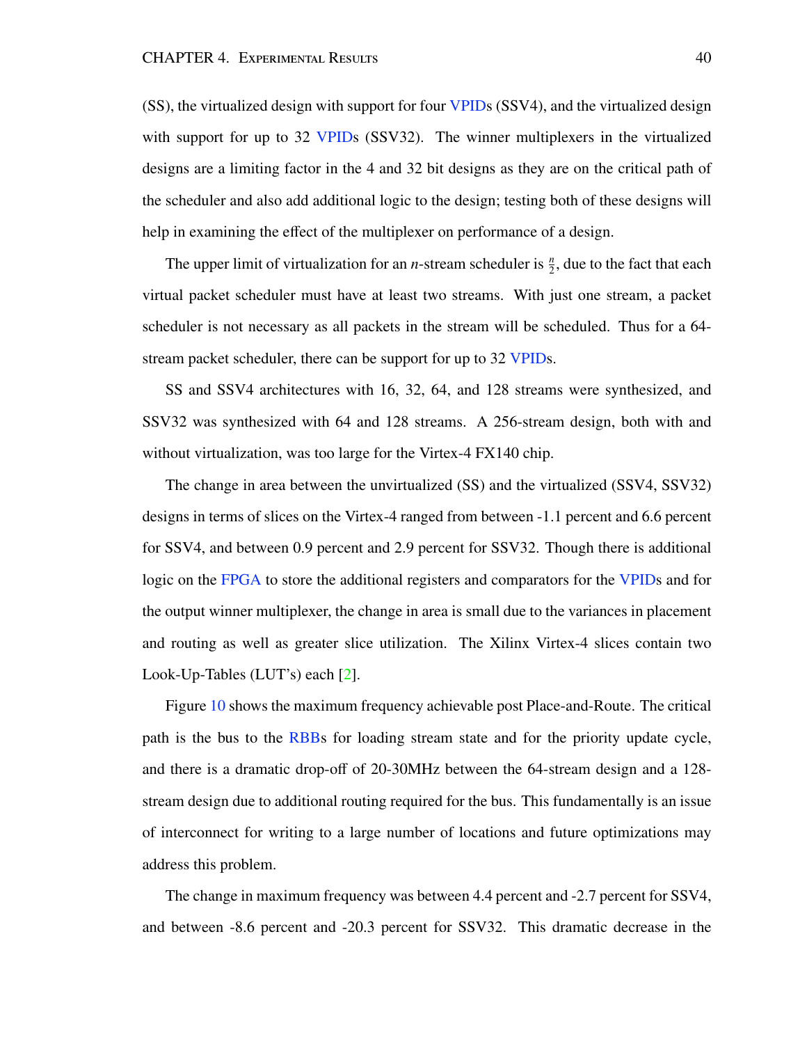(SS), the virtualized design with support for four VPIDs (SSV4), and the virtualized design with support for up to 32 VPIDs (SSV32). The winner multiplexers in the virtualized designs are a limiting factor in the 4 and 32 bit designs as they are on the critical path of the scheduler and also add additional logic to the design; testing both of these designs will help in examining the effect of the multiplexer on performance of a design.

The upper limit of virtualization for an $n$-stream scheduler is $\frac{n}{2}$, due to the fact that each virtual packet scheduler must have at least two streams. With just one stream, a packet scheduler is not necessary as all packets in the stream will be scheduled. Thus for a 64-stream packet scheduler, there can be support for up to 32 VPIDs.

SS and SSV4 architectures with 16, 32, 64, and 128 streams were synthesized, and SSV32 was synthesized with 64 and 128 streams. A 256-stream design, both with and without virtualization, was too large for the Virtex-4 FX140 chip.

The change in area between the unvirtualized (SS) and the virtualized (SSV4, SSV32) designs in terms of slices on the Virtex-4 ranged from between -1.1 percent and 6.6 percent for SSV4, and between 0.9 percent and 2.9 percent for SSV32. Though there is additional logic on the FPGA to store the additional registers and comparators for the VPIDs and for the output winner multiplexer, the change in area is small due to the variances in placement and routing as well as greater slice utilization. The Xilinx Virtex-4 slices contain two Look-Up-Tables (LUT's) each [2].

Figure 10 shows the maximum frequency achievable post Place-and-Route. The critical path is the bus to the RBBs for loading stream state and for the priority update cycle, and there is a dramatic drop-off of 20-30MHz between the 64-stream design and a 128-stream design due to additional routing required for the bus. This fundamentally is an issue of interconnect for writing to a large number of locations and future optimizations may address this problem.

The change in maximum frequency was between 4.4 percent and -2.7 percent for SSV4, and between -8.6 percent and -20.3 percent for SSV32. This dramatic decrease in the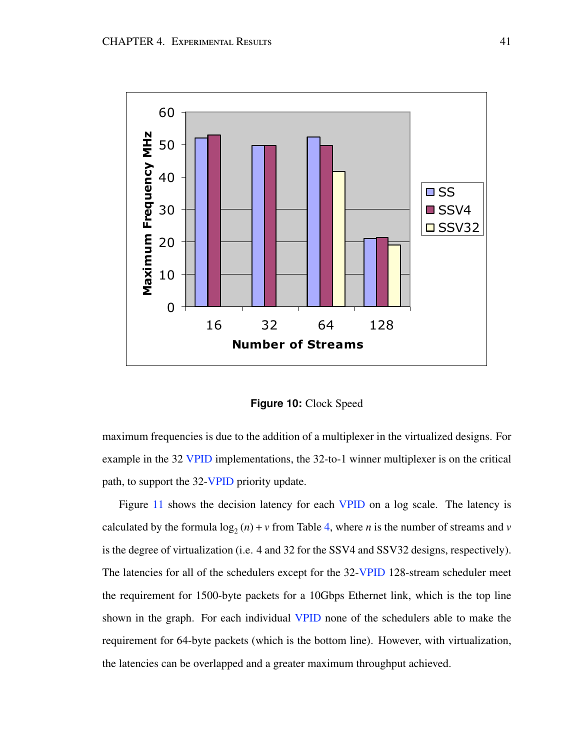Maximum Frequency MHz

60
50
40
30
20
10
0

16
32
64
128

Number of Streams

SS
SSV4
SSV32

**Figure 10:** Clock Speed

maximum frequencies is due to the addition of a multiplexer in the virtualized designs. For example in the 32 VPID implementations, the 32-to-1 winner multiplexer is on the critical path, to support the 32-VPID priority update.

Figure 11 shows the decision latency for each VPID on a log scale. The latency is calculated by the formula $\log_2(n) + v$ from Table 4, where $n$ is the number of streams and $v$ is the degree of virtualization (i.e. 4 and 32 for the SSV4 and SSV32 designs, respectively). The latencies for all of the schedulers except for the 32-VPID 128-stream scheduler meet the requirement for 1500-byte packets for a 10Gbps Ethernet link, which is the top line shown in the graph. For each individual VPID none of the schedulers able to make the requirement for 64-byte packets (which is the bottom line). However, with virtualization, the latencies can be overlapped and a greater maximum throughput achieved.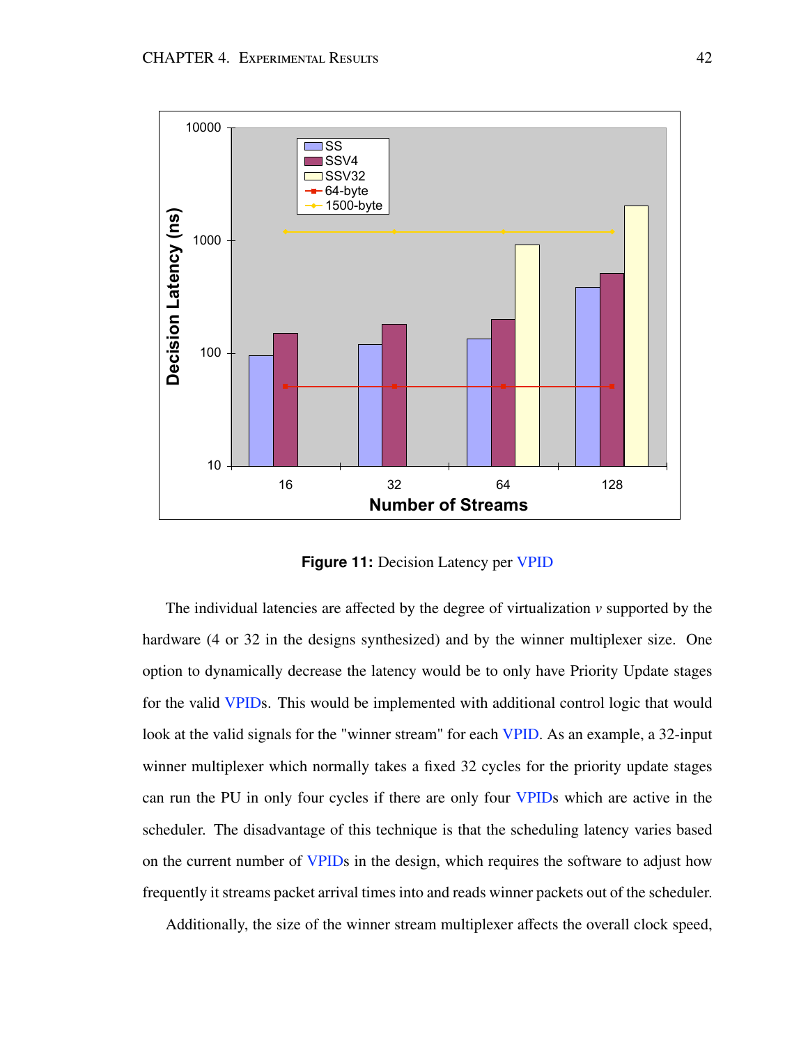10000
1000
100
10

Decision Latency (ns)

SS
SSV4
SSV32
64-byte
1500-byte

16
32
64
128

Number of Streams

**Figure 11:** Decision Latency per VPID

The individual latencies are affected by the degree of virtualization $v$ supported by the hardware (4 or 32 in the designs synthesized) and by the winner multiplexer size. One option to dynamically decrease the latency would be to only have Priority Update stages for the valid VPIDs. This would be implemented with additional control logic that would look at the valid signals for the "winner stream" for each VPID. As an example, a 32-input winner multiplexer which normally takes a fixed 32 cycles for the priority update stages can run the PU in only four cycles if there are only four VPIDs which are active in the scheduler. The disadvantage of this technique is that the scheduling latency varies based on the current number of VPIDs in the design, which requires the software to adjust how frequently it streams packet arrival times into and reads winner packets out of the scheduler.

Additionally, the size of the winner stream multiplexer affects the overall clock speed,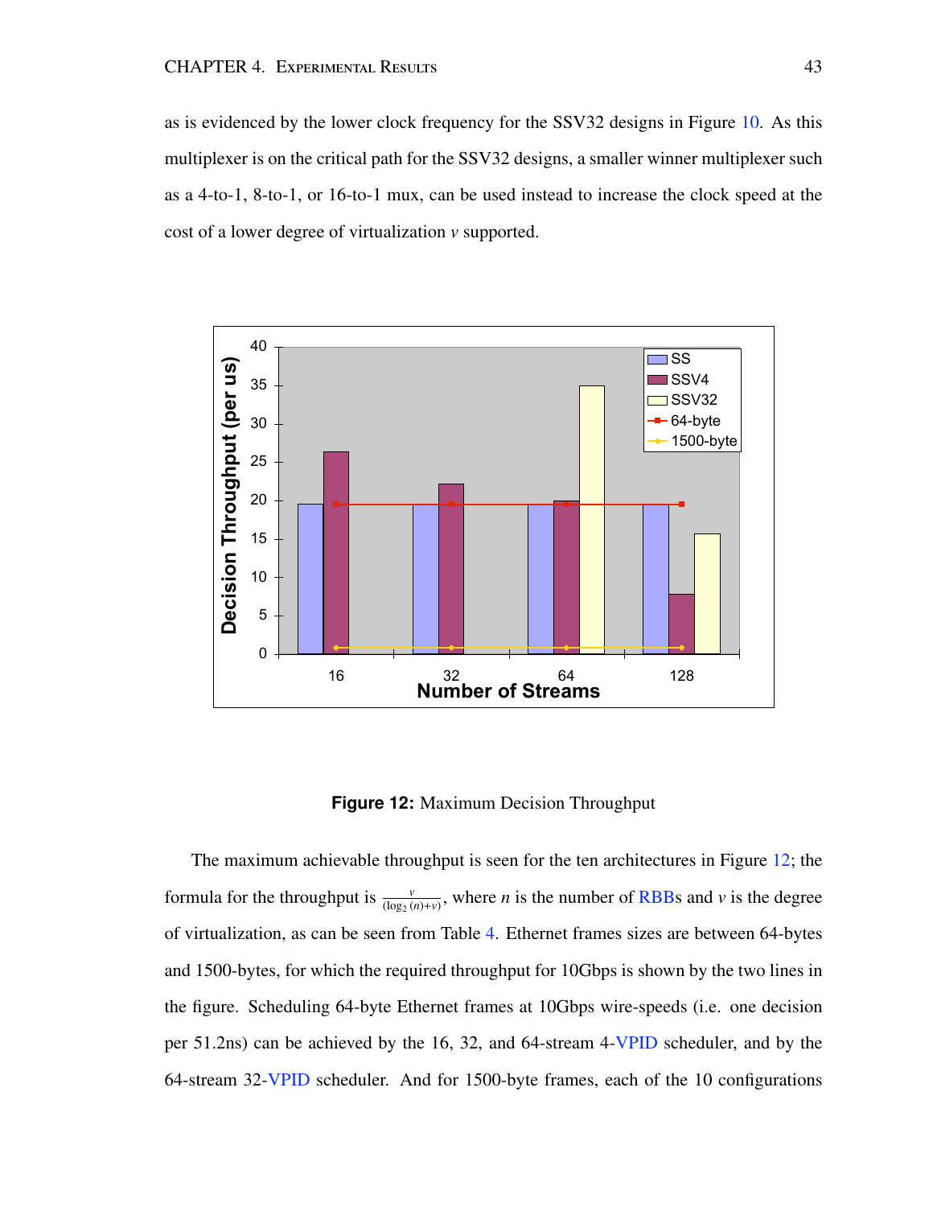as is evidenced by the lower clock frequency for the SSV32 designs in Figure 10. As this multiplexer is on the critical path for the SSV32 designs, a smaller winner multiplexer such as a 4-to-1, 8-to-1, or 16-to-1 mux, can be used instead to increase the clock speed at the cost of a lower degree of virtualization $v$ supported.

Decision Throughput (per us)
40
35
30
25
20
15
10
5
0
16
32
64
128
Number of Streams
SS
SSV4
SSV32
64-byte
1500-byte

**Figure 12:** Maximum Decision Throughput

The maximum achievable throughput is seen for the ten architectures in Figure 12; the formula for the throughput is $\frac{v}{(\log_2(n)+v)}$, where $n$ is the number of RBBs and $v$ is the degree of virtualization, as can be seen from Table 4. Ethernet frames sizes are between 64-bytes and 1500-bytes, for which the required throughput for 10Gbps is shown by the two lines in the figure. Scheduling 64-byte Ethernet frames at 10Gbps wire-speeds (i.e. one decision per 51.2ns) can be achieved by the 16, 32, and 64-stream 4-VPID scheduler, and by the 64-stream 32-VPID scheduler. And for 1500-byte frames, each of the 10 configurations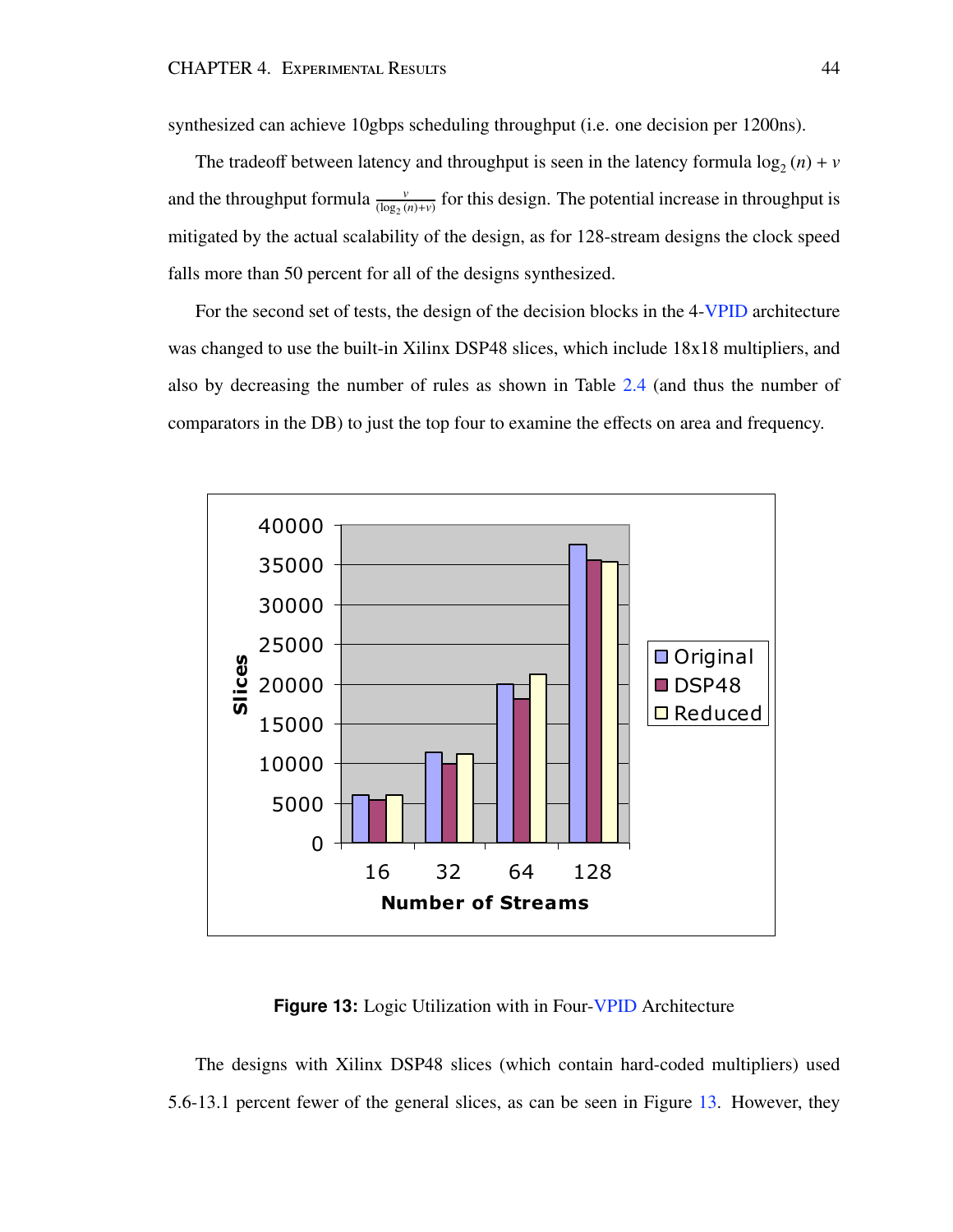synthesized can achieve 10gbps scheduling throughput (i.e. one decision per 1200ns).

The tradeoff between latency and throughput is seen in the latency formula $\log_2(n) + v$ and the throughput formula $\frac{v}{(\log_2(n)+v)}$ for this design. The potential increase in throughput is mitigated by the actual scalability of the design, as for 128-stream designs the clock speed falls more than 50 percent for all of the designs synthesized.

For the second set of tests, the design of the decision blocks in the 4-VPID architecture was changed to use the built-in Xilinx DSP48 slices, which include 18x18 multipliers, and also by decreasing the number of rules as shown in Table 2.4 (and thus the number of comparators in the DB) to just the top four to examine the effects on area and frequency.

40000
35000
30000
25000
20000
15000
10000
5000
0

Slices

16
32
64
128

Number of Streams

Original
DSP48
Reduced

**Figure 13:** Logic Utilization with in Four-VPID Architecture

The designs with Xilinx DSP48 slices (which contain hard-coded multipliers) used 5.6-13.1 percent fewer of the general slices, as can be seen in Figure 13. However, they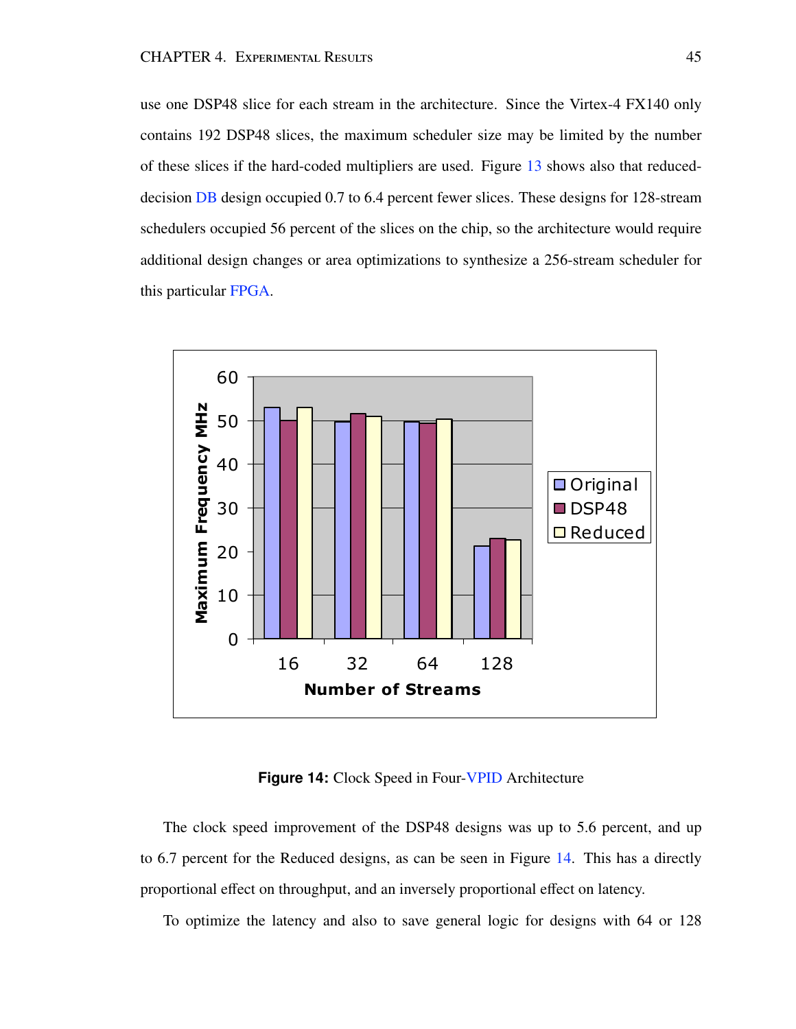use one DSP48 slice for each stream in the architecture. Since the Virtex-4 FX140 only contains 192 DSP48 slices, the maximum scheduler size may be limited by the number of these slices if the hard-coded multipliers are used. Figure 13 shows also that reduced-decision DB design occupied 0.7 to 6.4 percent fewer slices. These designs for 128-stream schedulers occupied 56 percent of the slices on the chip, so the architecture would require additional design changes or area optimizations to synthesize a 256-stream scheduler for this particular FPGA.

Maximum Frequency MHz

60
50
40
30
20
10
0

16
32
64
128

Number of Streams

Original
DSP48
Reduced

**Figure 14:** Clock Speed in Four-VPID Architecture

The clock speed improvement of the DSP48 designs was up to 5.6 percent, and up to 6.7 percent for the Reduced designs, as can be seen in Figure 14. This has a directly proportional effect on throughput, and an inversely proportional effect on latency.

To optimize the latency and also to save general logic for designs with 64 or 128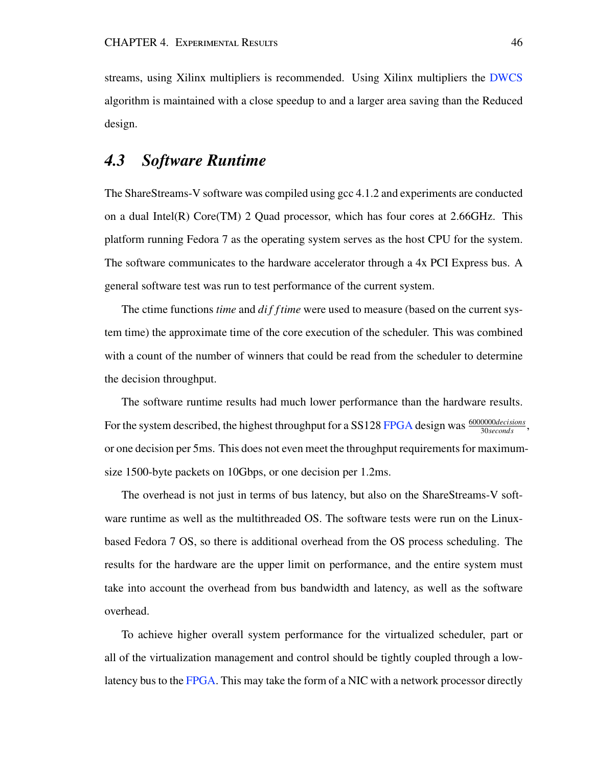streams, using Xilinx multipliers is recommended. Using Xilinx multipliers the DWCS algorithm is maintained with a close speedup to and a larger area saving than the Reduced design.

## 4.3 Software Runtime

The ShareStreams-V software was compiled using gcc 4.1.2 and experiments are conducted on a dual Intel(R) Core(TM) 2 Quad processor, which has four cores at 2.66GHz. This platform running Fedora 7 as the operating system serves as the host CPU for the system. The software communicates to the hardware accelerator through a 4x PCI Express bus. A general software test was run to test performance of the current system.

The ctime functions *time* and $difftime$ were used to measure (based on the current system time) the approximate time of the core execution of the scheduler. This was combined with a count of the number of winners that could be read from the scheduler to determine the decision throughput.

The software runtime results had much lower performance than the hardware results. For the system described, the highest throughput for a SS128 FPGA design was $\frac{6000000 decisions}{30 seconds}$, or one decision per 5ms. This does not even meet the throughput requirements for maximum-size 1500-byte packets on 10Gbps, or one decision per 1.2ms.

The overhead is not just in terms of bus latency, but also on the ShareStreams-V software runtime as well as the multithreaded OS. The software tests were run on the Linux-based Fedora 7 OS, so there is additional overhead from the OS process scheduling. The results for the hardware are the upper limit on performance, and the entire system must take into account the overhead from bus bandwidth and latency, as well as the software overhead.

To achieve higher overall system performance for the virtualized scheduler, part or all of the virtualization management and control should be tightly coupled through a low-latency bus to the FPGA. This may take the form of a NIC with a network processor directly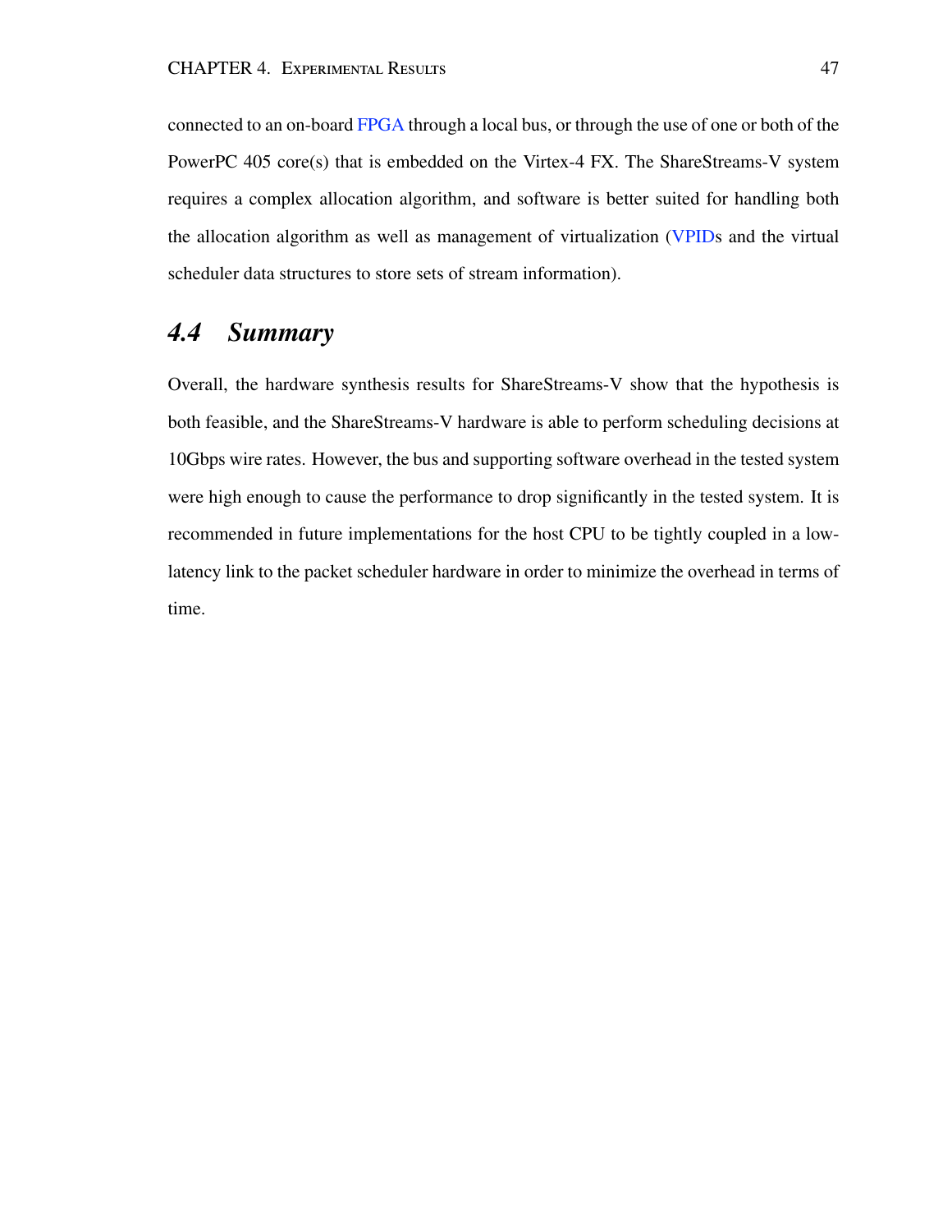connected to an on-board FPGA through a local bus, or through the use of one or both of the PowerPC 405 core(s) that is embedded on the Virtex-4 FX. The ShareStreams-V system requires a complex allocation algorithm, and software is better suited for handling both the allocation algorithm as well as management of virtualization (VPIDs and the virtual scheduler data structures to store sets of stream information).

## *4.4 Summary*

Overall, the hardware synthesis results for ShareStreams-V show that the hypothesis is both feasible, and the ShareStreams-V hardware is able to perform scheduling decisions at 10Gbps wire rates. However, the bus and supporting software overhead in the tested system were high enough to cause the performance to drop significantly in the tested system. It is recommended in future implementations for the host CPU to be tightly coupled in a low-latency link to the packet scheduler hardware in order to minimize the overhead in terms of time.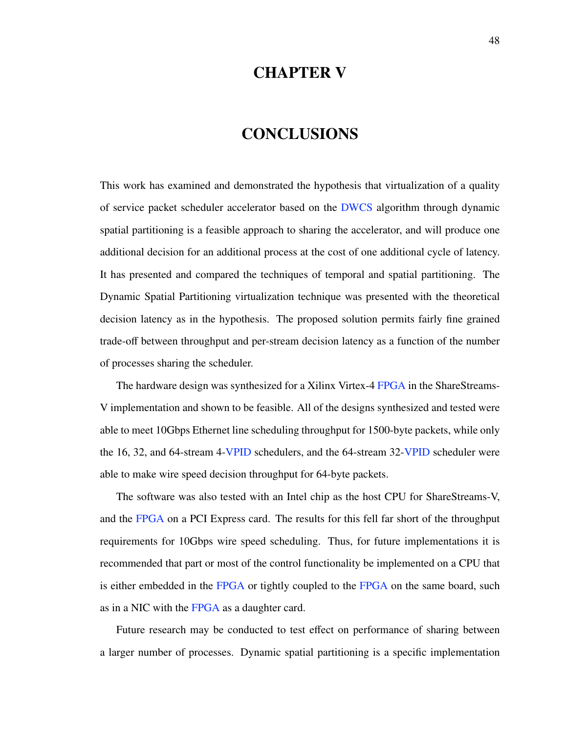# CHAPTER V

# CONCLUSIONS

This work has examined and demonstrated the hypothesis that virtualization of a quality of service packet scheduler accelerator based on the DWCS algorithm through dynamic spatial partitioning is a feasible approach to sharing the accelerator, and will produce one additional decision for an additional process at the cost of one additional cycle of latency. It has presented and compared the techniques of temporal and spatial partitioning. The Dynamic Spatial Partitioning virtualization technique was presented with the theoretical decision latency as in the hypothesis. The proposed solution permits fairly fine grained trade-off between throughput and per-stream decision latency as a function of the number of processes sharing the scheduler.

The hardware design was synthesized for a Xilinx Virtex-4 FPGA in the ShareStreams-V implementation and shown to be feasible. All of the designs synthesized and tested were able to meet 10Gbps Ethernet line scheduling throughput for 1500-byte packets, while only the 16, 32, and 64-stream 4-VPID schedulers, and the 64-stream 32-VPID scheduler were able to make wire speed decision throughput for 64-byte packets.

The software was also tested with an Intel chip as the host CPU for ShareStreams-V, and the FPGA on a PCI Express card. The results for this fell far short of the throughput requirements for 10Gbps wire speed scheduling. Thus, for future implementations it is recommended that part or most of the control functionality be implemented on a CPU that is either embedded in the FPGA or tightly coupled to the FPGA on the same board, such as in a NIC with the FPGA as a daughter card.

Future research may be conducted to test effect on performance of sharing between a larger number of processes. Dynamic spatial partitioning is a specific implementation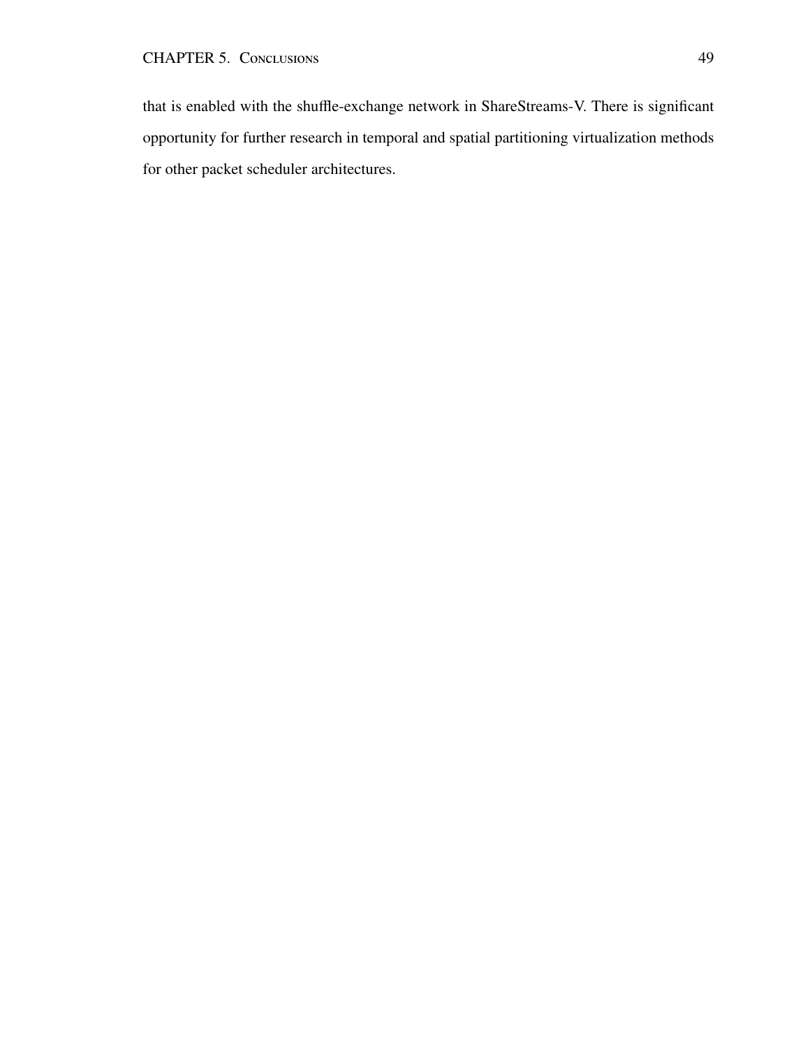that is enabled with the shuffle-exchange network in ShareStreams-V. There is significant opportunity for further research in temporal and spatial partitioning virtualization methods for other packet scheduler architectures.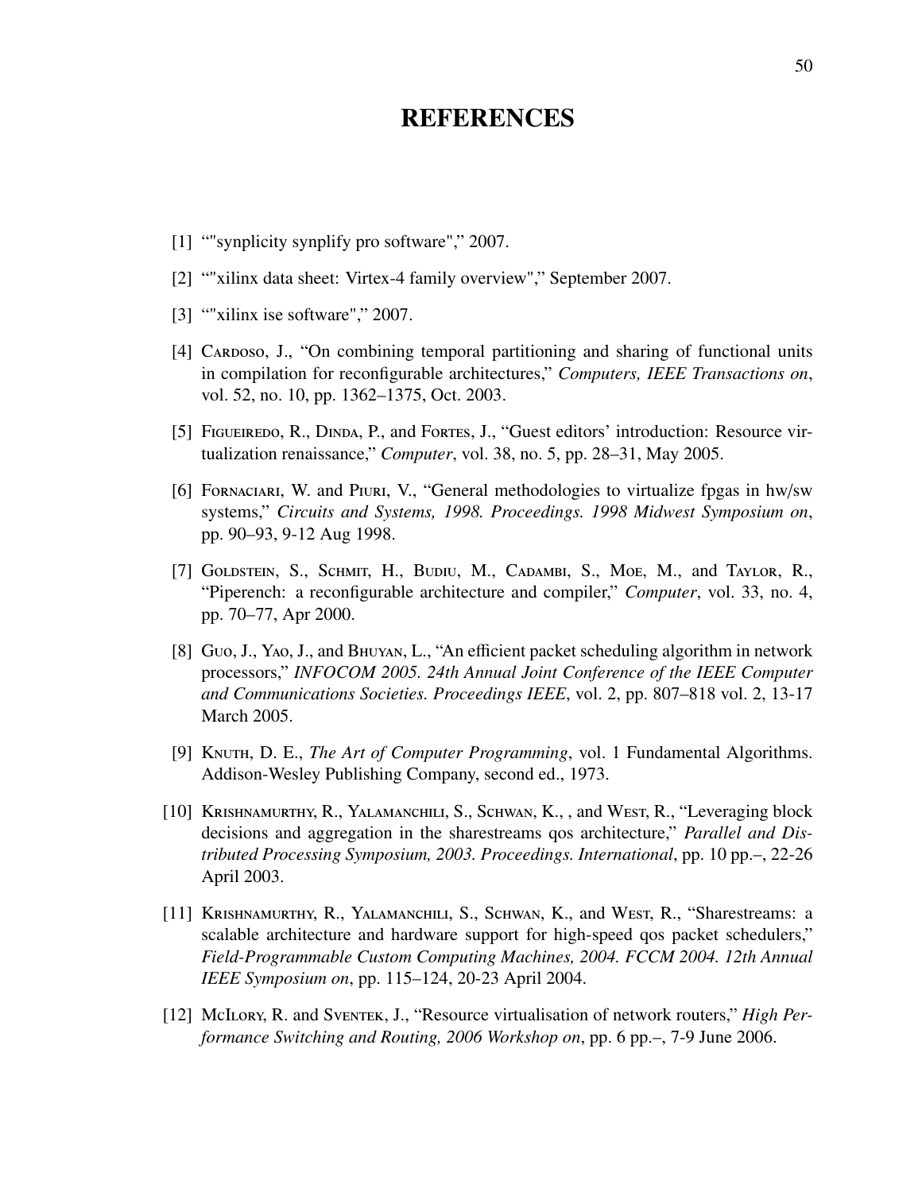# REFERENCES

[1] “"synplicity synplify pro software",” 2007.

[2] “"xilinx data sheet: Virtex-4 family overview",” September 2007.

[3] “"xilinx ise software",” 2007.

[4] Cardoso, J., “On combining temporal partitioning and sharing of functional units in compilation for reconfigurable architectures,” *Computers, IEEE Transactions on*, vol. 52, no. 10, pp. 1362–1375, Oct. 2003.

[5] Figueiredo, R., Dinda, P., and Fortes, J., “Guest editors’ introduction: Resource virtualization renaissance,” *Computer*, vol. 38, no. 5, pp. 28–31, May 2005.

[6] Fornaciari, W. and Piuri, V., “General methodologies to virtualize fpgas in hw/sw systems,” *Circuits and Systems, 1998. Proceedings. 1998 Midwest Symposium on*, pp. 90–93, 9-12 Aug 1998.

[7] Goldstein, S., Schmit, H., Budiu, M., Cadambi, S., Moe, M., and Taylor, R., “Piperench: a reconfigurable architecture and compiler,” *Computer*, vol. 33, no. 4, pp. 70–77, Apr 2000.

[8] Guo, J., Yao, J., and Bhuyan, L., “An efficient packet scheduling algorithm in network processors,” *INFOCOM 2005. 24th Annual Joint Conference of the IEEE Computer and Communications Societies. Proceedings IEEE*, vol. 2, pp. 807–818 vol. 2, 13-17 March 2005.

[9] Knuth, D. E., *The Art of Computer Programming*, vol. 1 Fundamental Algorithms. Addison-Wesley Publishing Company, second ed., 1973.

[10] Krishnamurthy, R., Yalamanchili, S., Schwan, K., , and West, R., “Leveraging block decisions and aggregation in the sharestreams qos architecture,” *Parallel and Distributed Processing Symposium, 2003. Proceedings. International*, pp. 10 pp.–, 22-26 April 2003.

[11] Krishnamurthy, R., Yalamanchili, S., Schwan, K., and West, R., “Sharestreams: a scalable architecture and hardware support for high-speed qos packet schedulers,” *Field-Programmable Custom Computing Machines, 2004. FCCM 2004. 12th Annual IEEE Symposium on*, pp. 115–124, 20-23 April 2004.

[12] McIlory, R. and Sventek, J., “Resource virtualisation of network routers,” *High Performance Switching and Routing, 2006 Workshop on*, pp. 6 pp.–, 7-9 June 2006.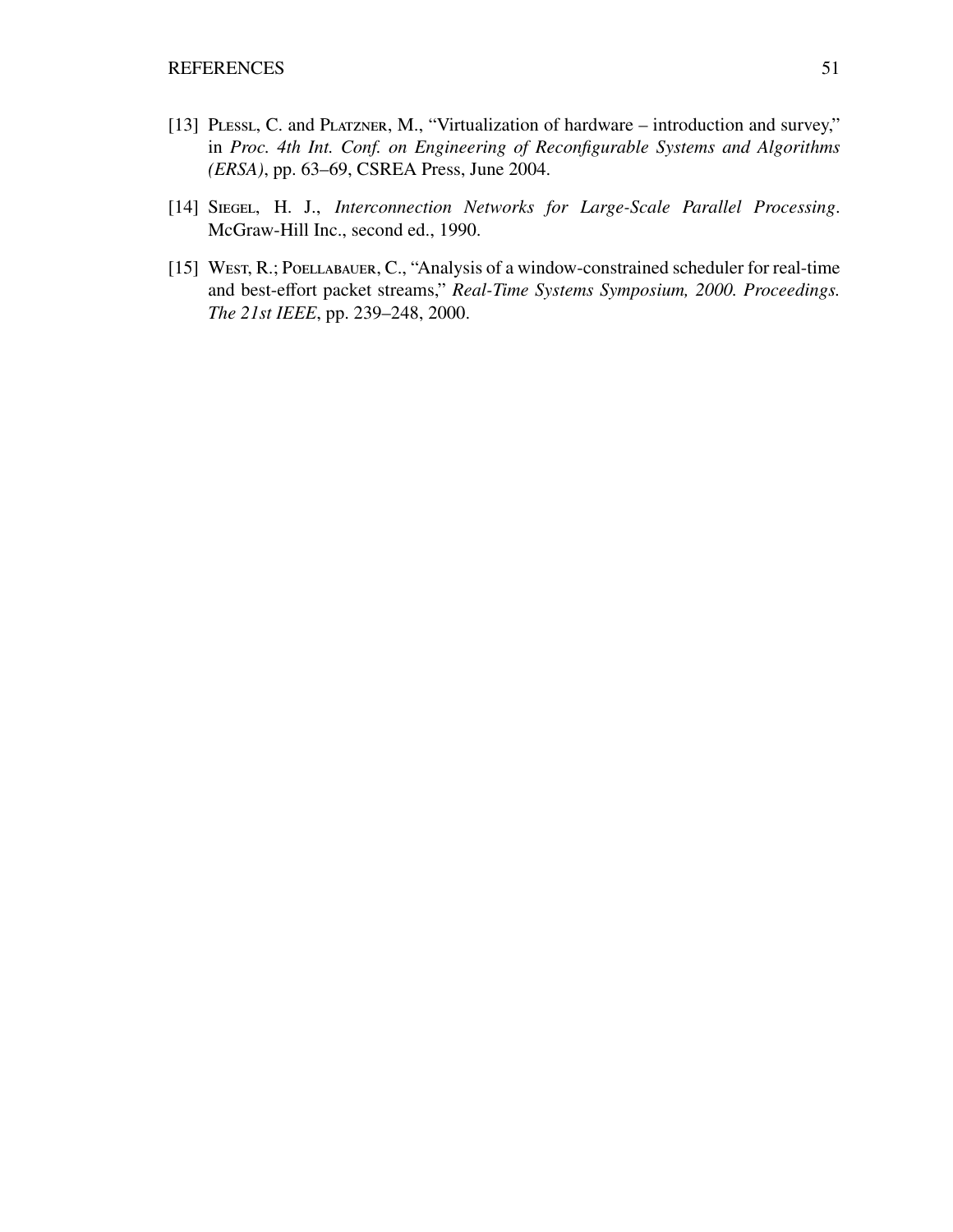[13] Plessl, C. and Platzner, M., "Virtualization of hardware – introduction and survey," in *Proc. 4th Int. Conf. on Engineering of Reconfigurable Systems and Algorithms (ERSA)*, pp. 63–69, CSREA Press, June 2004.

[14] Siegel, H. J., *Interconnection Networks for Large-Scale Parallel Processing*. McGraw-Hill Inc., second ed., 1990.

[15] West, R.; Poellabauer, C., "Analysis of a window-constrained scheduler for real-time and best-effort packet streams," *Real-Time Systems Symposium, 2000. Proceedings. The 21st IEEE*, pp. 239–248, 2000.